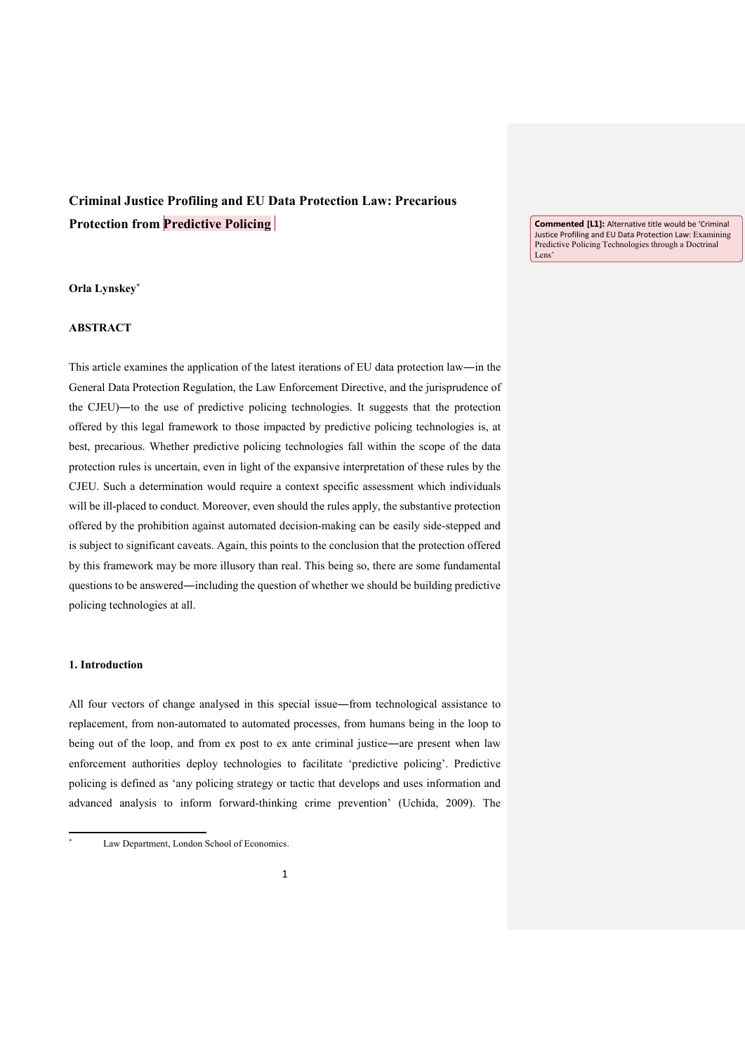# Criminal Justice Profiling and EU Data Protection Law: Precarious Protection from Predictive Policing

**Commented [L1]:** Alternative title would be 'Criminal Justice Profiling and EU Data Protection Law: Examining Predictive Policing Technologies through a Doctrinal Lens'

**Orla Lynskey**[*]

**ABSTRACT**

This article examines the application of the latest iterations of EU data protection law—in the General Data Protection Regulation, the Law Enforcement Directive, and the jurisprudence of the CJEU)—to the use of predictive policing technologies. It suggests that the protection offered by this legal framework to those impacted by predictive policing technologies is, at best, precarious. Whether predictive policing technologies fall within the scope of the data protection rules is uncertain, even in light of the expansive interpretation of these rules by the CJEU. Such a determination would require a context specific assessment which individuals will be ill-placed to conduct. Moreover, even should the rules apply, the substantive protection offered by the prohibition against automated decision-making can be easily side-stepped and is subject to significant caveats. Again, this points to the conclusion that the protection offered by this framework may be more illusory than real. This being so, there are some fundamental questions to be answered—including the question of whether we should be building predictive policing technologies at all.

## 1. Introduction

All four vectors of change analysed in this special issue—from technological assistance to replacement, from non-automated to automated processes, from humans being in the loop to being out of the loop, and from ex post to ex ante criminal justice—are present when law enforcement authorities deploy technologies to facilitate 'predictive policing'. Predictive policing is defined as 'any policing strategy or tactic that develops and uses information and advanced analysis to inform forward-thinking crime prevention' (Uchida, 2009). The

[*] Law Department, London School of Economics.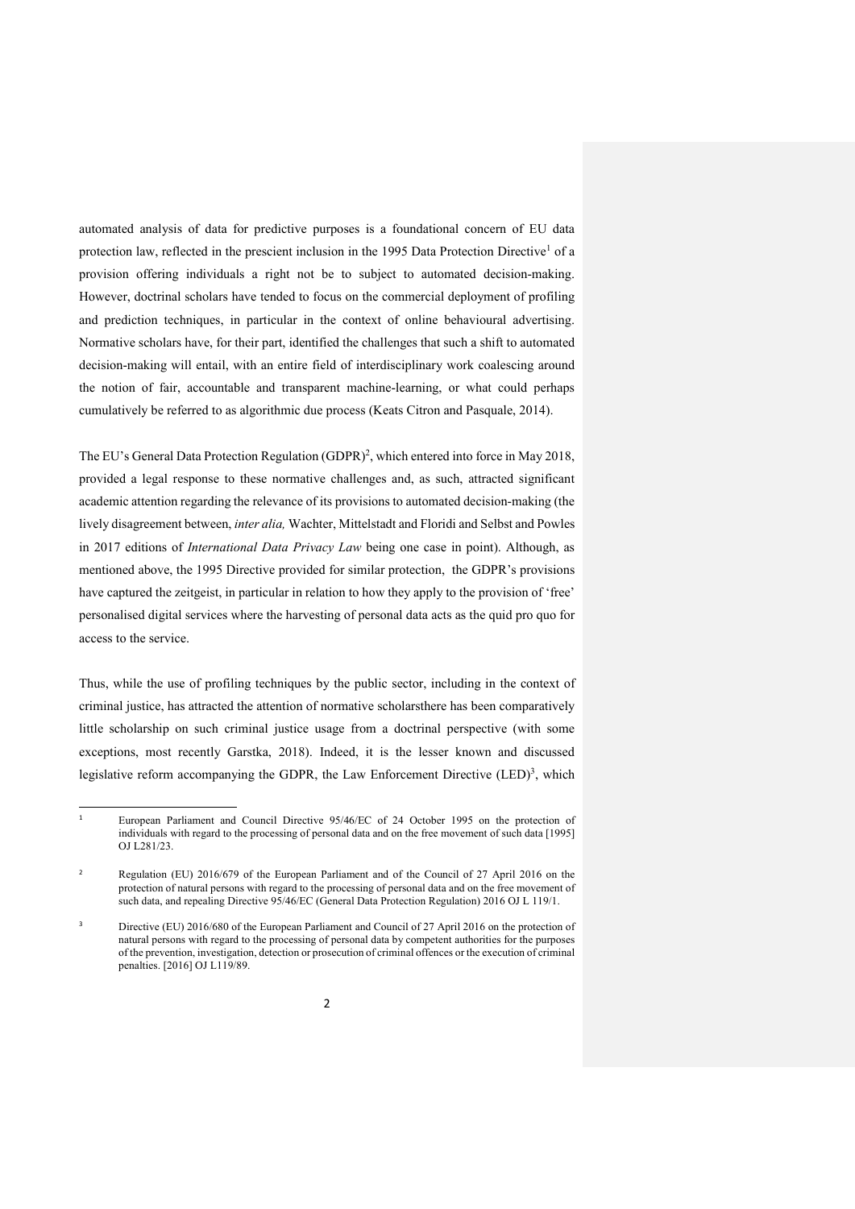automated analysis of data for predictive purposes is a foundational concern of EU data protection law, reflected in the prescient inclusion in the 1995 Data Protection Directive[1] of a provision offering individuals a right not be to subject to automated decision-making. However, doctrinal scholars have tended to focus on the commercial deployment of profiling and prediction techniques, in particular in the context of online behavioural advertising. Normative scholars have, for their part, identified the challenges that such a shift to automated decision-making will entail, with an entire field of interdisciplinary work coalescing around the notion of fair, accountable and transparent machine-learning, or what could perhaps cumulatively be referred to as algorithmic due process (Keats Citron and Pasquale, 2014).

The EU's General Data Protection Regulation (GDPR)[2], which entered into force in May 2018, provided a legal response to these normative challenges and, as such, attracted significant academic attention regarding the relevance of its provisions to automated decision-making (the lively disagreement between, *inter alia,* Wachter, Mittelstadt and Floridi and Selbst and Powles in 2017 editions of *International Data Privacy Law* being one case in point). Although, as mentioned above, the 1995 Directive provided for similar protection, the GDPR's provisions have captured the zeitgeist, in particular in relation to how they apply to the provision of 'free' personalised digital services where the harvesting of personal data acts as the quid pro quo for access to the service.

Thus, while the use of profiling techniques by the public sector, including in the context of criminal justice, has attracted the attention of normative scholarsthere has been comparatively little scholarship on such criminal justice usage from a doctrinal perspective (with some exceptions, most recently Garstka, 2018). Indeed, it is the lesser known and discussed legislative reform accompanying the GDPR, the Law Enforcement Directive (LED)[3], which

---

[1] European Parliament and Council Directive 95/46/EC of 24 October 1995 on the protection of individuals with regard to the processing of personal data and on the free movement of such data [1995] OJ L281/23.

[2] Regulation (EU) 2016/679 of the European Parliament and of the Council of 27 April 2016 on the protection of natural persons with regard to the processing of personal data and on the free movement of such data, and repealing Directive 95/46/EC (General Data Protection Regulation) 2016 OJ L 119/1.

[3] Directive (EU) 2016/680 of the European Parliament and Council of 27 April 2016 on the protection of natural persons with regard to the processing of personal data by competent authorities for the purposes of the prevention, investigation, detection or prosecution of criminal offences or the execution of criminal penalties. [2016] OJ L119/89.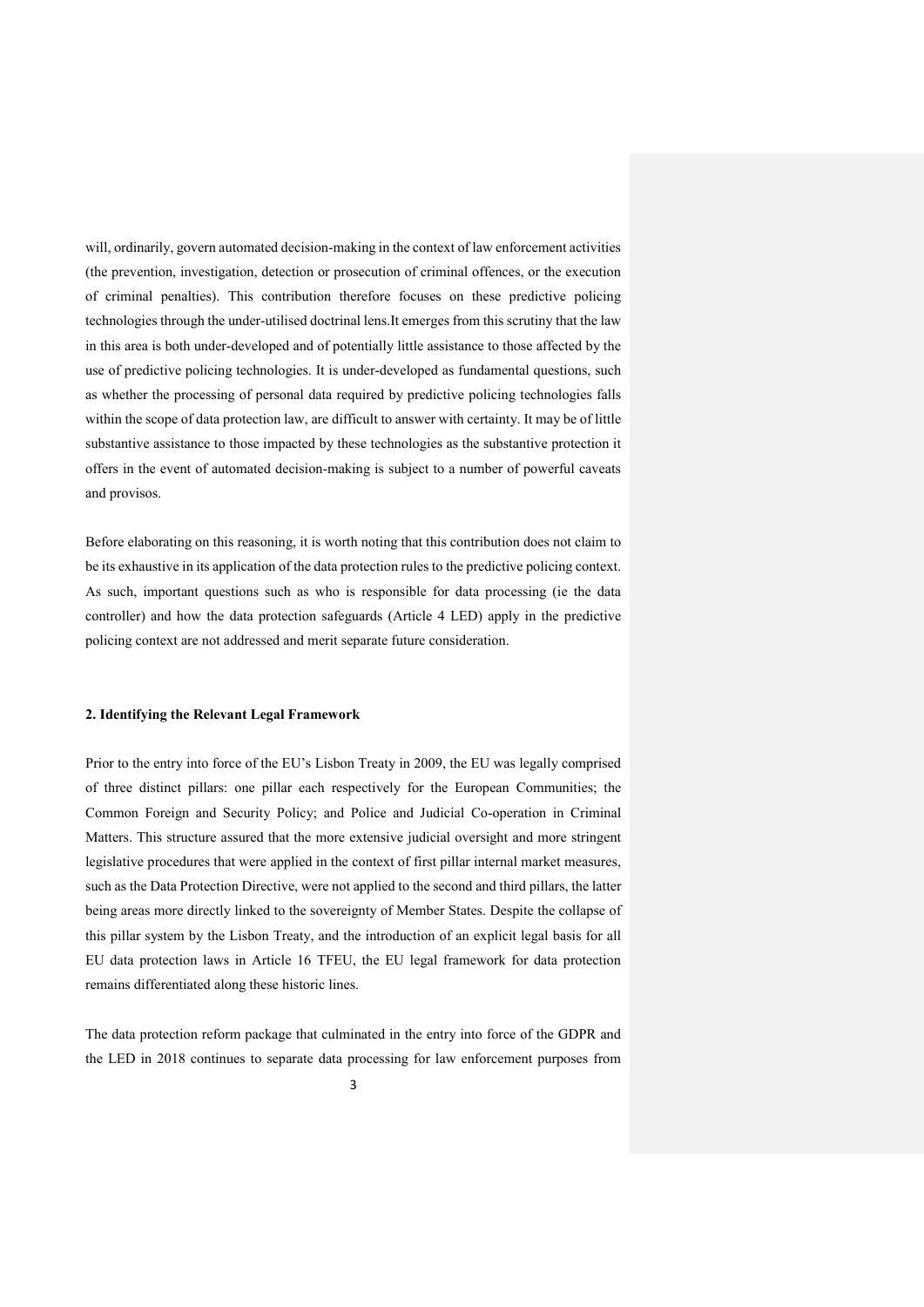will, ordinarily, govern automated decision-making in the context of law enforcement activities (the prevention, investigation, detection or prosecution of criminal offences, or the execution of criminal penalties). This contribution therefore focuses on these predictive policing technologies through the under-utilised doctrinal lens.It emerges from this scrutiny that the law in this area is both under-developed and of potentially little assistance to those affected by the use of predictive policing technologies. It is under-developed as fundamental questions, such as whether the processing of personal data required by predictive policing technologies falls within the scope of data protection law, are difficult to answer with certainty. It may be of little substantive assistance to those impacted by these technologies as the substantive protection it offers in the event of automated decision-making is subject to a number of powerful caveats and provisos.

Before elaborating on this reasoning, it is worth noting that this contribution does not claim to be its exhaustive in its application of the data protection rules to the predictive policing context. As such, important questions such as who is responsible for data processing (ie the data controller) and how the data protection safeguards (Article 4 LED) apply in the predictive policing context are not addressed and merit separate future consideration.

## 2. Identifying the Relevant Legal Framework

Prior to the entry into force of the EU's Lisbon Treaty in 2009, the EU was legally comprised of three distinct pillars: one pillar each respectively for the European Communities; the Common Foreign and Security Policy; and Police and Judicial Co-operation in Criminal Matters. This structure assured that the more extensive judicial oversight and more stringent legislative procedures that were applied in the context of first pillar internal market measures, such as the Data Protection Directive, were not applied to the second and third pillars, the latter being areas more directly linked to the sovereignty of Member States. Despite the collapse of this pillar system by the Lisbon Treaty, and the introduction of an explicit legal basis for all EU data protection laws in Article 16 TFEU, the EU legal framework for data protection remains differentiated along these historic lines.

The data protection reform package that culminated in the entry into force of the GDPR and the LED in 2018 continues to separate data processing for law enforcement purposes from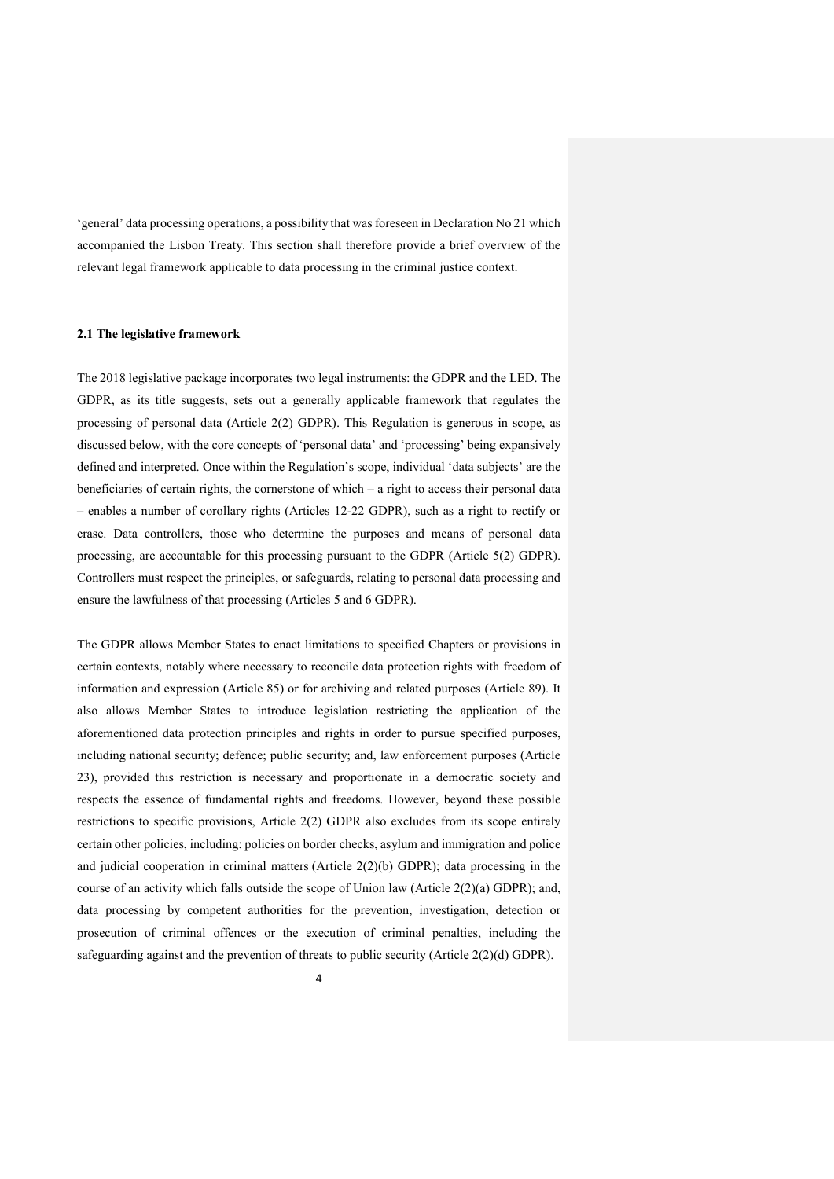'general' data processing operations, a possibility that was foreseen in Declaration No 21 which accompanied the Lisbon Treaty. This section shall therefore provide a brief overview of the relevant legal framework applicable to data processing in the criminal justice context.

### 2.1 The legislative framework

The 2018 legislative package incorporates two legal instruments: the GDPR and the LED. The GDPR, as its title suggests, sets out a generally applicable framework that regulates the processing of personal data (Article 2(2) GDPR). This Regulation is generous in scope, as discussed below, with the core concepts of 'personal data' and 'processing' being expansively defined and interpreted. Once within the Regulation's scope, individual 'data subjects' are the beneficiaries of certain rights, the cornerstone of which – a right to access their personal data – enables a number of corollary rights (Articles 12-22 GDPR), such as a right to rectify or erase. Data controllers, those who determine the purposes and means of personal data processing, are accountable for this processing pursuant to the GDPR (Article 5(2) GDPR). Controllers must respect the principles, or safeguards, relating to personal data processing and ensure the lawfulness of that processing (Articles 5 and 6 GDPR).

The GDPR allows Member States to enact limitations to specified Chapters or provisions in certain contexts, notably where necessary to reconcile data protection rights with freedom of information and expression (Article 85) or for archiving and related purposes (Article 89). It also allows Member States to introduce legislation restricting the application of the aforementioned data protection principles and rights in order to pursue specified purposes, including national security; defence; public security; and, law enforcement purposes (Article 23), provided this restriction is necessary and proportionate in a democratic society and respects the essence of fundamental rights and freedoms. However, beyond these possible restrictions to specific provisions, Article 2(2) GDPR also excludes from its scope entirely certain other policies, including: policies on border checks, asylum and immigration and police and judicial cooperation in criminal matters (Article 2(2)(b) GDPR); data processing in the course of an activity which falls outside the scope of Union law (Article 2(2)(a) GDPR); and, data processing by competent authorities for the prevention, investigation, detection or prosecution of criminal offences or the execution of criminal penalties, including the safeguarding against and the prevention of threats to public security (Article 2(2)(d) GDPR).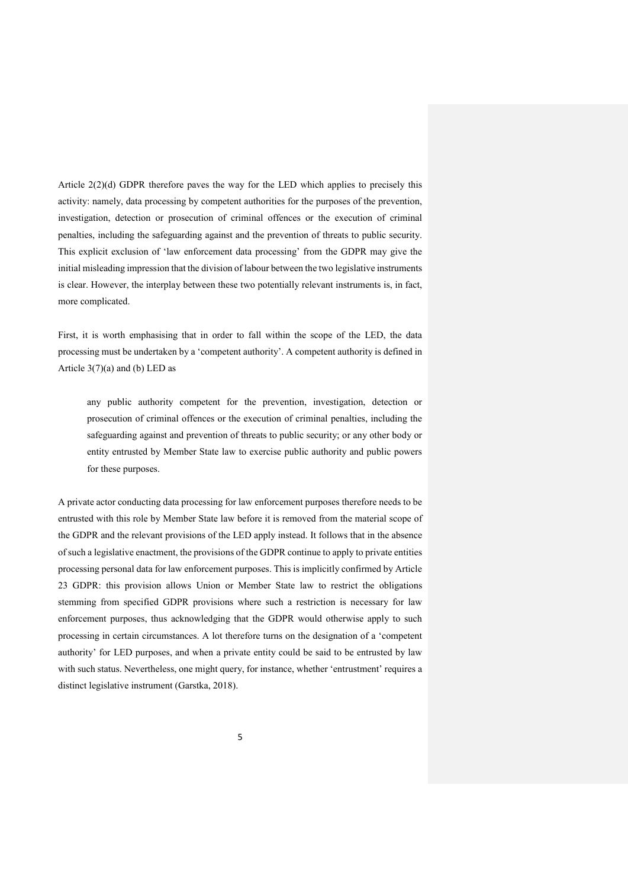Article 2(2)(d) GDPR therefore paves the way for the LED which applies to precisely this activity: namely, data processing by competent authorities for the purposes of the prevention, investigation, detection or prosecution of criminal offences or the execution of criminal penalties, including the safeguarding against and the prevention of threats to public security. This explicit exclusion of 'law enforcement data processing' from the GDPR may give the initial misleading impression that the division of labour between the two legislative instruments is clear. However, the interplay between these two potentially relevant instruments is, in fact, more complicated.

First, it is worth emphasising that in order to fall within the scope of the LED, the data processing must be undertaken by a 'competent authority'. A competent authority is defined in Article 3(7)(a) and (b) LED as

> any public authority competent for the prevention, investigation, detection or prosecution of criminal offences or the execution of criminal penalties, including the safeguarding against and prevention of threats to public security; or any other body or entity entrusted by Member State law to exercise public authority and public powers for these purposes.

A private actor conducting data processing for law enforcement purposes therefore needs to be entrusted with this role by Member State law before it is removed from the material scope of the GDPR and the relevant provisions of the LED apply instead. It follows that in the absence of such a legislative enactment, the provisions of the GDPR continue to apply to private entities processing personal data for law enforcement purposes. This is implicitly confirmed by Article 23 GDPR: this provision allows Union or Member State law to restrict the obligations stemming from specified GDPR provisions where such a restriction is necessary for law enforcement purposes, thus acknowledging that the GDPR would otherwise apply to such processing in certain circumstances. A lot therefore turns on the designation of a 'competent authority' for LED purposes, and when a private entity could be said to be entrusted by law with such status. Nevertheless, one might query, for instance, whether 'entrustment' requires a distinct legislative instrument (Garstka, 2018).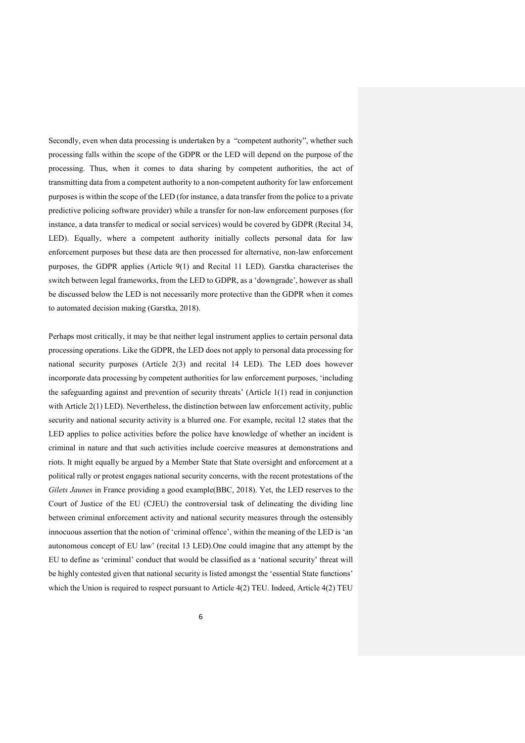Secondly, even when data processing is undertaken by a "competent authority", whether such processing falls within the scope of the GDPR or the LED will depend on the purpose of the processing. Thus, when it comes to data sharing by competent authorities, the act of transmitting data from a competent authority to a non-competent authority for law enforcement purposes is within the scope of the LED (for instance, a data transfer from the police to a private predictive policing software provider) while a transfer for non-law enforcement purposes (for instance, a data transfer to medical or social services) would be covered by GDPR (Recital 34, LED). Equally, where a competent authority initially collects personal data for law enforcement purposes but these data are then processed for alternative, non-law enforcement purposes, the GDPR applies (Article 9(1) and Recital 11 LED). Garstka characterises the switch between legal frameworks, from the LED to GDPR, as a 'downgrade', however as shall be discussed below the LED is not necessarily more protective than the GDPR when it comes to automated decision making (Garstka, 2018).

Perhaps most critically, it may be that neither legal instrument applies to certain personal data processing operations. Like the GDPR, the LED does not apply to personal data processing for national security purposes (Article 2(3) and recital 14 LED). The LED does however incorporate data processing by competent authorities for law enforcement purposes, 'including the safeguarding against and prevention of security threats' (Article 1(1) read in conjunction with Article 2(1) LED). Nevertheless, the distinction between law enforcement activity, public security and national security activity is a blurred one. For example, recital 12 states that the LED applies to police activities before the police have knowledge of whether an incident is criminal in nature and that such activities include coercive measures at demonstrations and riots. It might equally be argued by a Member State that State oversight and enforcement at a political rally or protest engages national security concerns, with the recent protestations of the *Gilets Jaunes* in France providing a good example(BBC, 2018). Yet, the LED reserves to the Court of Justice of the EU (CJEU) the controversial task of delineating the dividing line between criminal enforcement activity and national security measures through the ostensibly innocuous assertion that the notion of 'criminal offence', within the meaning of the LED is 'an autonomous concept of EU law' (recital 13 LED).One could imagine that any attempt by the EU to define as 'criminal' conduct that would be classified as a 'national security' threat will be highly contested given that national security is listed amongst the 'essential State functions' which the Union is required to respect pursuant to Article 4(2) TEU. Indeed, Article 4(2) TEU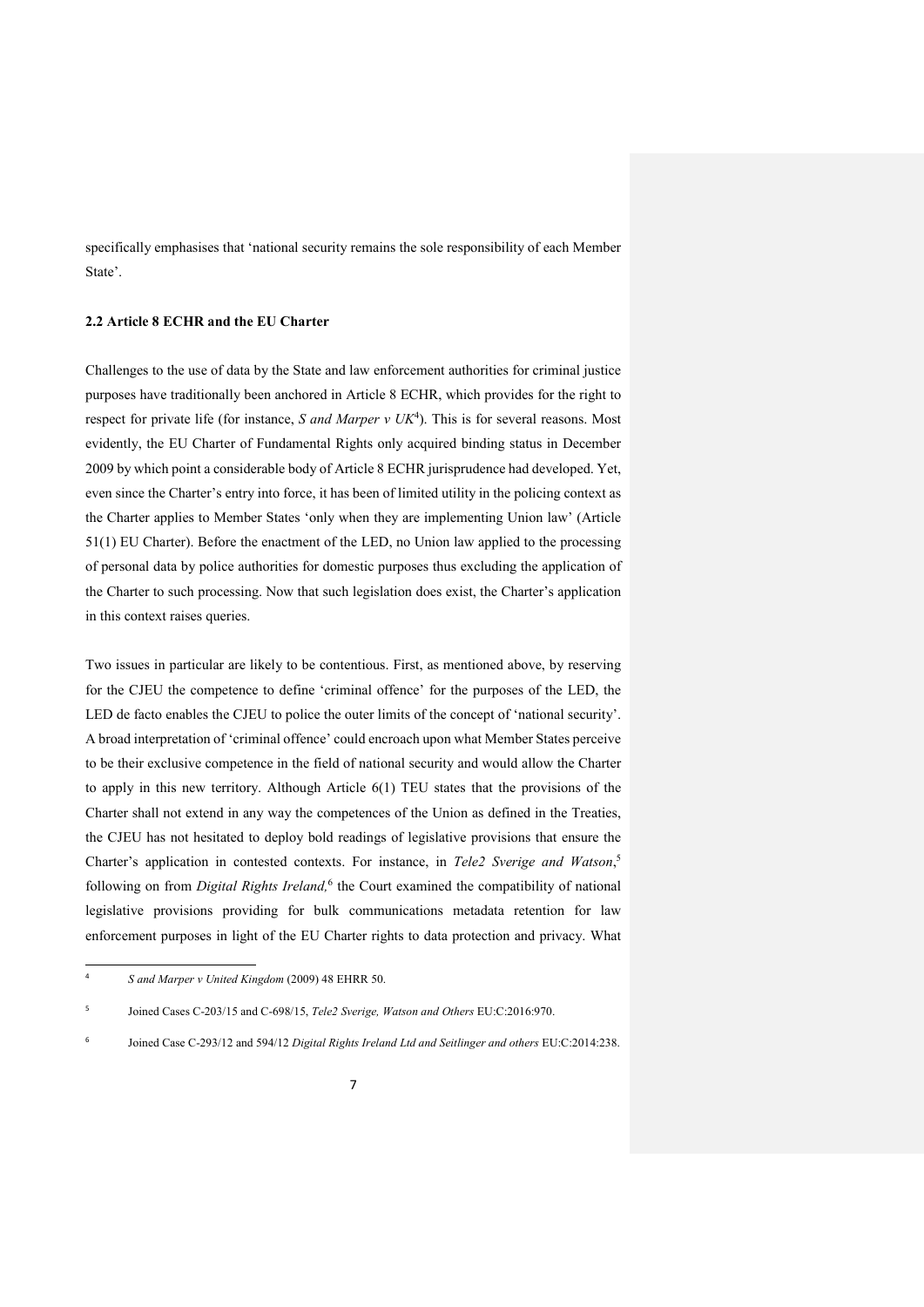specifically emphasises that 'national security remains the sole responsibility of each Member State'.

### 2.2 Article 8 ECHR and the EU Charter

Challenges to the use of data by the State and law enforcement authorities for criminal justice purposes have traditionally been anchored in Article 8 ECHR, which provides for the right to respect for private life (for instance, *S and Marper v UK*[4]). This is for several reasons. Most evidently, the EU Charter of Fundamental Rights only acquired binding status in December 2009 by which point a considerable body of Article 8 ECHR jurisprudence had developed. Yet, even since the Charter's entry into force, it has been of limited utility in the policing context as the Charter applies to Member States 'only when they are implementing Union law' (Article 51(1) EU Charter). Before the enactment of the LED, no Union law applied to the processing of personal data by police authorities for domestic purposes thus excluding the application of the Charter to such processing. Now that such legislation does exist, the Charter's application in this context raises queries.

Two issues in particular are likely to be contentious. First, as mentioned above, by reserving for the CJEU the competence to define 'criminal offence' for the purposes of the LED, the LED de facto enables the CJEU to police the outer limits of the concept of 'national security'. A broad interpretation of 'criminal offence' could encroach upon what Member States perceive to be their exclusive competence in the field of national security and would allow the Charter to apply in this new territory. Although Article 6(1) TEU states that the provisions of the Charter shall not extend in any way the competences of the Union as defined in the Treaties, the CJEU has not hesitated to deploy bold readings of legislative provisions that ensure the Charter's application in contested contexts. For instance, in *Tele2 Sverige and Watson*,[5] following on from *Digital Rights Ireland,*[6] the Court examined the compatibility of national legislative provisions providing for bulk communications metadata retention for law enforcement purposes in light of the EU Charter rights to data protection and privacy. What

---

[4] *S and Marper v United Kingdom* (2009) 48 EHRR 50.

[5] Joined Cases C-203/15 and C-698/15, *Tele2 Sverige, Watson and Others* EU:C:2016:970.

[6] Joined Case C-293/12 and 594/12 *Digital Rights Ireland Ltd and Seitlinger and others* EU:C:2014:238.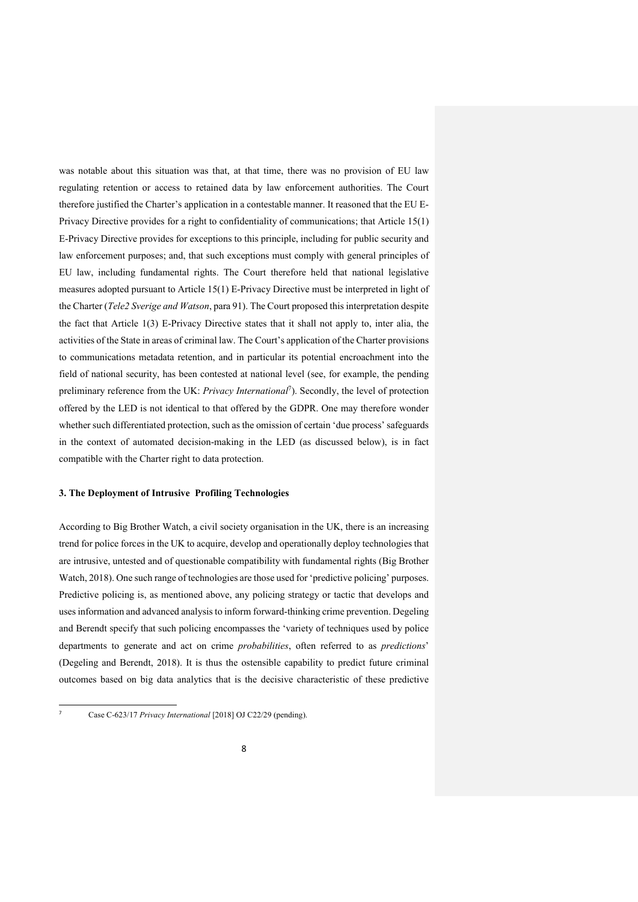was notable about this situation was that, at that time, there was no provision of EU law regulating retention or access to retained data by law enforcement authorities. The Court therefore justified the Charter's application in a contestable manner. It reasoned that the EU E-Privacy Directive provides for a right to confidentiality of communications; that Article 15(1) E-Privacy Directive provides for exceptions to this principle, including for public security and law enforcement purposes; and, that such exceptions must comply with general principles of EU law, including fundamental rights. The Court therefore held that national legislative measures adopted pursuant to Article 15(1) E-Privacy Directive must be interpreted in light of the Charter (*Tele2 Sverige and Watson*, para 91). The Court proposed this interpretation despite the fact that Article 1(3) E-Privacy Directive states that it shall not apply to, inter alia, the activities of the State in areas of criminal law. The Court's application of the Charter provisions to communications metadata retention, and in particular its potential encroachment into the field of national security, has been contested at national level (see, for example, the pending preliminary reference from the UK: *Privacy International*[7]). Secondly, the level of protection offered by the LED is not identical to that offered by the GDPR. One may therefore wonder whether such differentiated protection, such as the omission of certain 'due process' safeguards in the context of automated decision-making in the LED (as discussed below), is in fact compatible with the Charter right to data protection.

### 3. The Deployment of Intrusive Profiling Technologies

According to Big Brother Watch, a civil society organisation in the UK, there is an increasing trend for police forces in the UK to acquire, develop and operationally deploy technologies that are intrusive, untested and of questionable compatibility with fundamental rights (Big Brother Watch, 2018). One such range of technologies are those used for 'predictive policing' purposes. Predictive policing is, as mentioned above, any policing strategy or tactic that develops and uses information and advanced analysis to inform forward-thinking crime prevention. Degeling and Berendt specify that such policing encompasses the 'variety of techniques used by police departments to generate and act on crime *probabilities*, often referred to as *predictions*' (Degeling and Berendt, 2018). It is thus the ostensible capability to predict future criminal outcomes based on big data analytics that is the decisive characteristic of these predictive

---

[7] Case C-623/17 *Privacy International* [2018] OJ C22/29 (pending).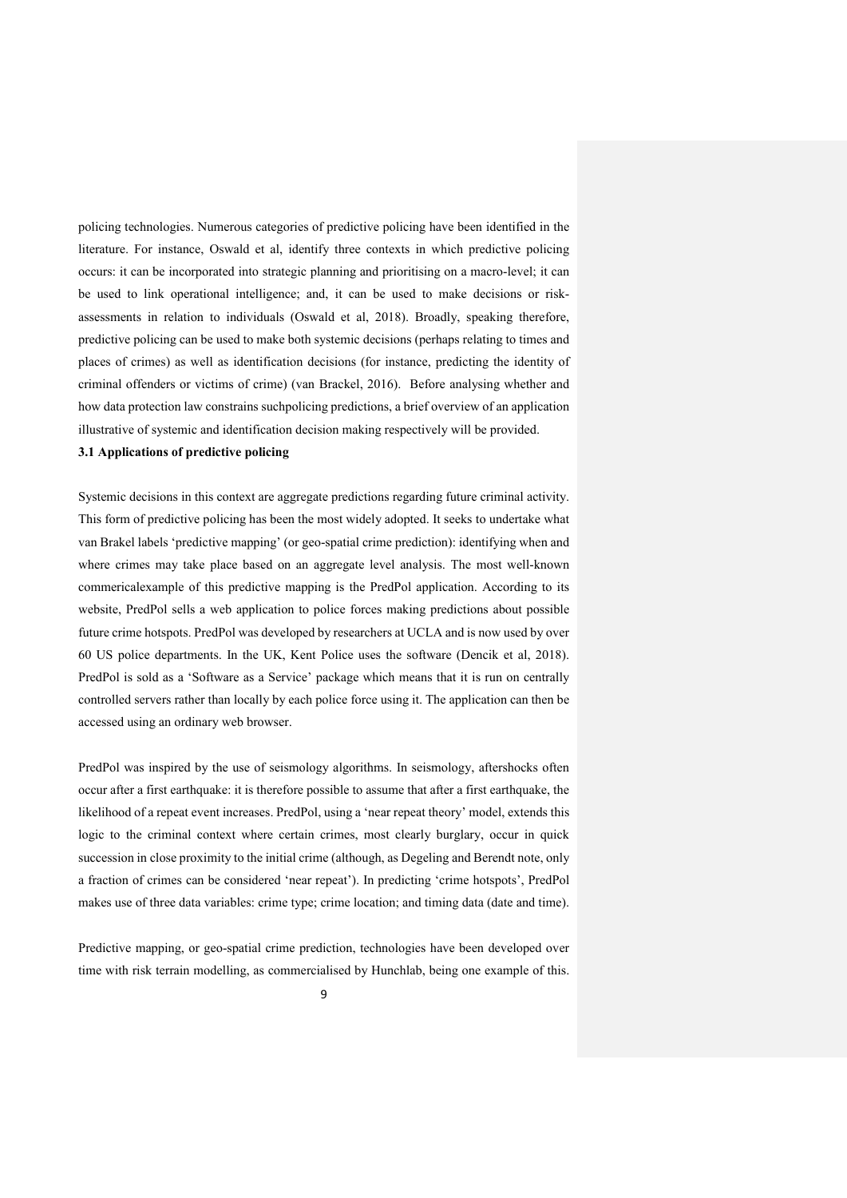policing technologies. Numerous categories of predictive policing have been identified in the literature. For instance, Oswald et al, identify three contexts in which predictive policing occurs: it can be incorporated into strategic planning and prioritising on a macro-level; it can be used to link operational intelligence; and, it can be used to make decisions or risk-assessments in relation to individuals (Oswald et al, 2018). Broadly, speaking therefore, predictive policing can be used to make both systemic decisions (perhaps relating to times and places of crimes) as well as identification decisions (for instance, predicting the identity of criminal offenders or victims of crime) (van Brackel, 2016). Before analysing whether and how data protection law constrains suchpolicing predictions, a brief overview of an application illustrative of systemic and identification decision making respectively will be provided.

### 3.1 Applications of predictive policing

Systemic decisions in this context are aggregate predictions regarding future criminal activity. This form of predictive policing has been the most widely adopted. It seeks to undertake what van Brakel labels 'predictive mapping' (or geo-spatial crime prediction): identifying when and where crimes may take place based on an aggregate level analysis. The most well-known commericalexample of this predictive mapping is the PredPol application. According to its website, PredPol sells a web application to police forces making predictions about possible future crime hotspots. PredPol was developed by researchers at UCLA and is now used by over 60 US police departments. In the UK, Kent Police uses the software (Dencik et al, 2018). PredPol is sold as a 'Software as a Service' package which means that it is run on centrally controlled servers rather than locally by each police force using it. The application can then be accessed using an ordinary web browser.

PredPol was inspired by the use of seismology algorithms. In seismology, aftershocks often occur after a first earthquake: it is therefore possible to assume that after a first earthquake, the likelihood of a repeat event increases. PredPol, using a 'near repeat theory' model, extends this logic to the criminal context where certain crimes, most clearly burglary, occur in quick succession in close proximity to the initial crime (although, as Degeling and Berendt note, only a fraction of crimes can be considered 'near repeat'). In predicting 'crime hotspots', PredPol makes use of three data variables: crime type; crime location; and timing data (date and time).

Predictive mapping, or geo-spatial crime prediction, technologies have been developed over time with risk terrain modelling, as commercialised by Hunchlab, being one example of this.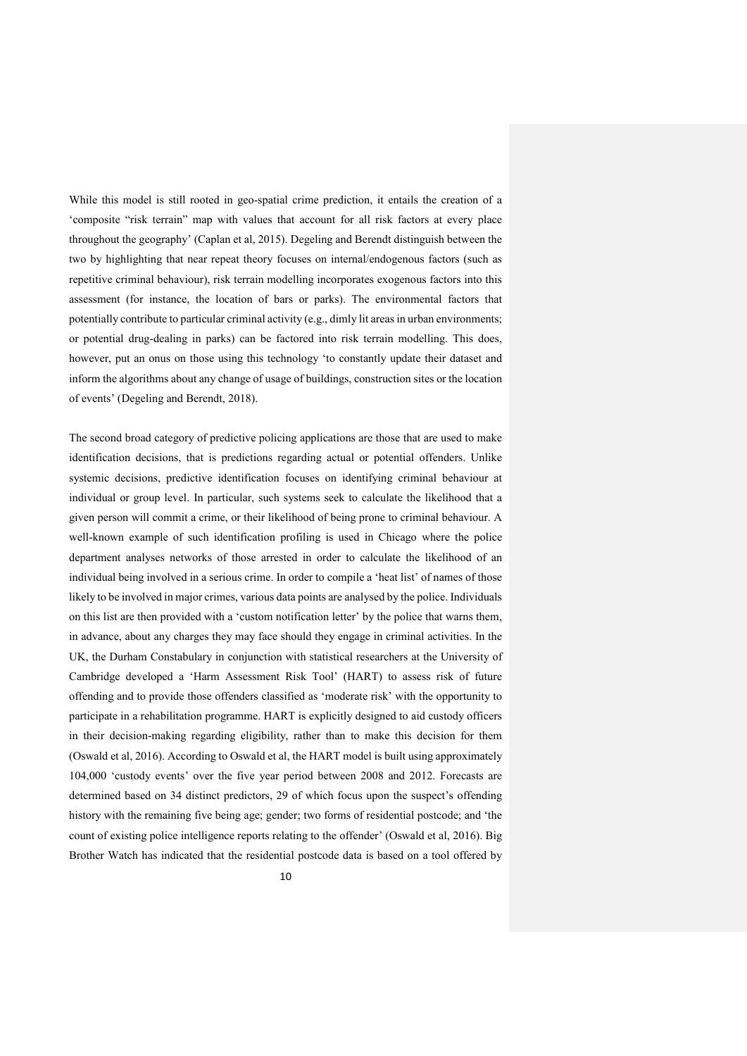While this model is still rooted in geo-spatial crime prediction, it entails the creation of a 'composite "risk terrain" map with values that account for all risk factors at every place throughout the geography' (Caplan et al, 2015). Degeling and Berendt distinguish between the two by highlighting that near repeat theory focuses on internal/endogenous factors (such as repetitive criminal behaviour), risk terrain modelling incorporates exogenous factors into this assessment (for instance, the location of bars or parks). The environmental factors that potentially contribute to particular criminal activity (e.g., dimly lit areas in urban environments; or potential drug-dealing in parks) can be factored into risk terrain modelling. This does, however, put an onus on those using this technology 'to constantly update their dataset and inform the algorithms about any change of usage of buildings, construction sites or the location of events' (Degeling and Berendt, 2018).

The second broad category of predictive policing applications are those that are used to make identification decisions, that is predictions regarding actual or potential offenders. Unlike systemic decisions, predictive identification focuses on identifying criminal behaviour at individual or group level. In particular, such systems seek to calculate the likelihood that a given person will commit a crime, or their likelihood of being prone to criminal behaviour. A well-known example of such identification profiling is used in Chicago where the police department analyses networks of those arrested in order to calculate the likelihood of an individual being involved in a serious crime. In order to compile a 'heat list' of names of those likely to be involved in major crimes, various data points are analysed by the police. Individuals on this list are then provided with a 'custom notification letter' by the police that warns them, in advance, about any charges they may face should they engage in criminal activities. In the UK, the Durham Constabulary in conjunction with statistical researchers at the University of Cambridge developed a 'Harm Assessment Risk Tool' (HART) to assess risk of future offending and to provide those offenders classified as 'moderate risk' with the opportunity to participate in a rehabilitation programme. HART is explicitly designed to aid custody officers in their decision-making regarding eligibility, rather than to make this decision for them (Oswald et al, 2016). According to Oswald et al, the HART model is built using approximately 104,000 'custody events' over the five year period between 2008 and 2012. Forecasts are determined based on 34 distinct predictors, 29 of which focus upon the suspect's offending history with the remaining five being age; gender; two forms of residential postcode; and 'the count of existing police intelligence reports relating to the offender' (Oswald et al, 2016). Big Brother Watch has indicated that the residential postcode data is based on a tool offered by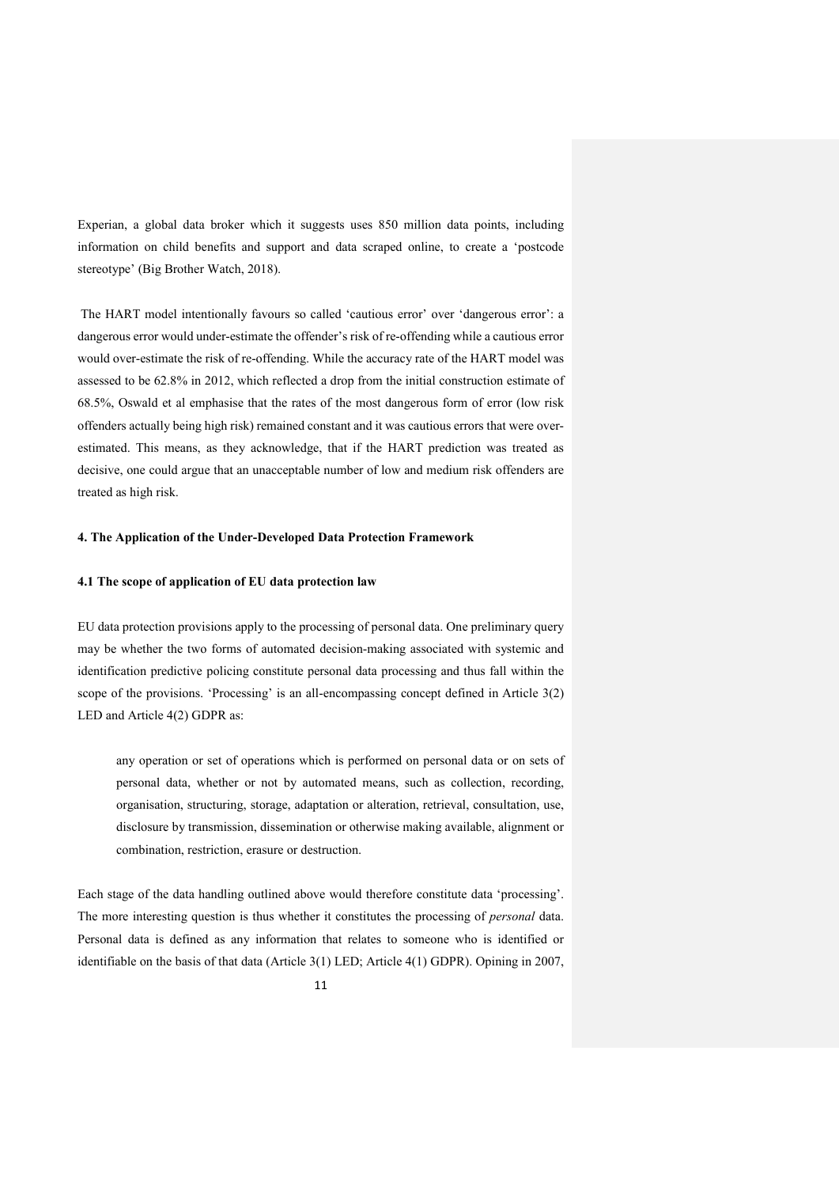Experian, a global data broker which it suggests uses 850 million data points, including information on child benefits and support and data scraped online, to create a 'postcode stereotype' (Big Brother Watch, 2018).

The HART model intentionally favours so called 'cautious error' over 'dangerous error': a dangerous error would under-estimate the offender's risk of re-offending while a cautious error would over-estimate the risk of re-offending. While the accuracy rate of the HART model was assessed to be 62.8% in 2012, which reflected a drop from the initial construction estimate of 68.5%, Oswald et al emphasise that the rates of the most dangerous form of error (low risk offenders actually being high risk) remained constant and it was cautious errors that were over-estimated. This means, as they acknowledge, that if the HART prediction was treated as decisive, one could argue that an unacceptable number of low and medium risk offenders are treated as high risk.

## 4. The Application of the Under-Developed Data Protection Framework

### 4.1 The scope of application of EU data protection law

EU data protection provisions apply to the processing of personal data. One preliminary query may be whether the two forms of automated decision-making associated with systemic and identification predictive policing constitute personal data processing and thus fall within the scope of the provisions. 'Processing' is an all-encompassing concept defined in Article 3(2) LED and Article 4(2) GDPR as:

> any operation or set of operations which is performed on personal data or on sets of personal data, whether or not by automated means, such as collection, recording, organisation, structuring, storage, adaptation or alteration, retrieval, consultation, use, disclosure by transmission, dissemination or otherwise making available, alignment or combination, restriction, erasure or destruction.

Each stage of the data handling outlined above would therefore constitute data 'processing'. The more interesting question is thus whether it constitutes the processing of *personal* data. Personal data is defined as any information that relates to someone who is identified or identifiable on the basis of that data (Article 3(1) LED; Article 4(1) GDPR). Opining in 2007,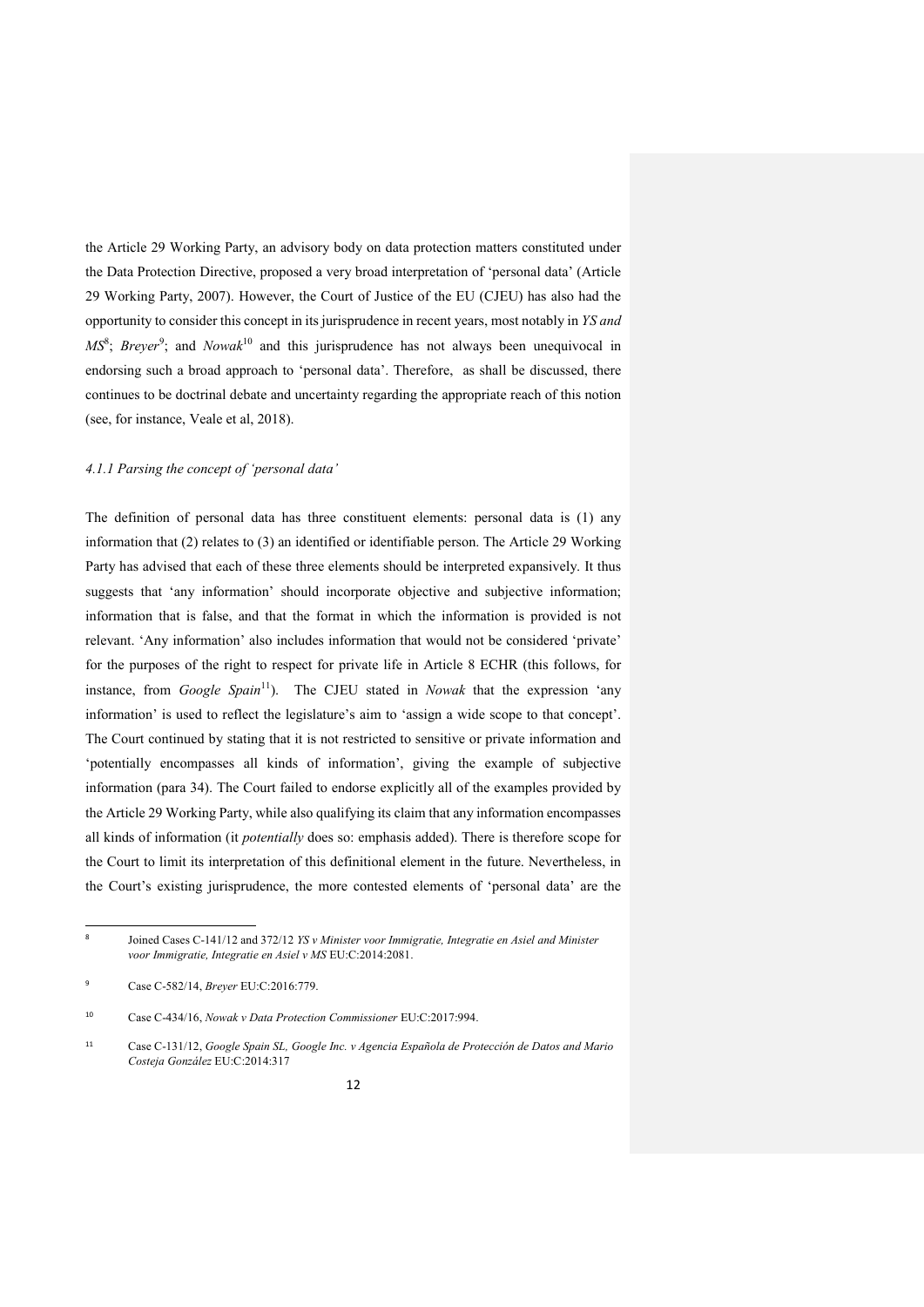the Article 29 Working Party, an advisory body on data protection matters constituted under the Data Protection Directive, proposed a very broad interpretation of 'personal data' (Article 29 Working Party, 2007). However, the Court of Justice of the EU (CJEU) has also had the opportunity to consider this concept in its jurisprudence in recent years, most notably in *YS and MS*[8]; *Breyer*[9]; and *Nowak*[10] and this jurisprudence has not always been unequivocal in endorsing such a broad approach to 'personal data'. Therefore, as shall be discussed, there continues to be doctrinal debate and uncertainty regarding the appropriate reach of this notion (see, for instance, Veale et al, 2018).

#### *4.1.1 Parsing the concept of 'personal data'*

The definition of personal data has three constituent elements: personal data is (1) any information that (2) relates to (3) an identified or identifiable person. The Article 29 Working Party has advised that each of these three elements should be interpreted expansively. It thus suggests that 'any information' should incorporate objective and subjective information; information that is false, and that the format in which the information is provided is not relevant. 'Any information' also includes information that would not be considered 'private' for the purposes of the right to respect for private life in Article 8 ECHR (this follows, for instance, from *Google Spain*[11]). The CJEU stated in *Nowak* that the expression 'any information' is used to reflect the legislature's aim to 'assign a wide scope to that concept'. The Court continued by stating that it is not restricted to sensitive or private information and 'potentially encompasses all kinds of information', giving the example of subjective information (para 34). The Court failed to endorse explicitly all of the examples provided by the Article 29 Working Party, while also qualifying its claim that any information encompasses all kinds of information (it *potentially* does so: emphasis added). There is therefore scope for the Court to limit its interpretation of this definitional element in the future. Nevertheless, in the Court's existing jurisprudence, the more contested elements of 'personal data' are the

---

[8] Joined Cases C-141/12 and 372/12 *YS v Minister voor Immigratie, Integratie en Asiel and Minister voor Immigratie, Integratie en Asiel v MS* EU:C:2014:2081.

[9] Case C-582/14, *Breyer* EU:C:2016:779.

[10] Case C-434/16, *Nowak v Data Protection Commissioner* EU:C:2017:994.

[11] Case C-131/12, *Google Spain SL, Google Inc. v Agencia Española de Protección de Datos and Mario Costeja González* EU:C:2014:317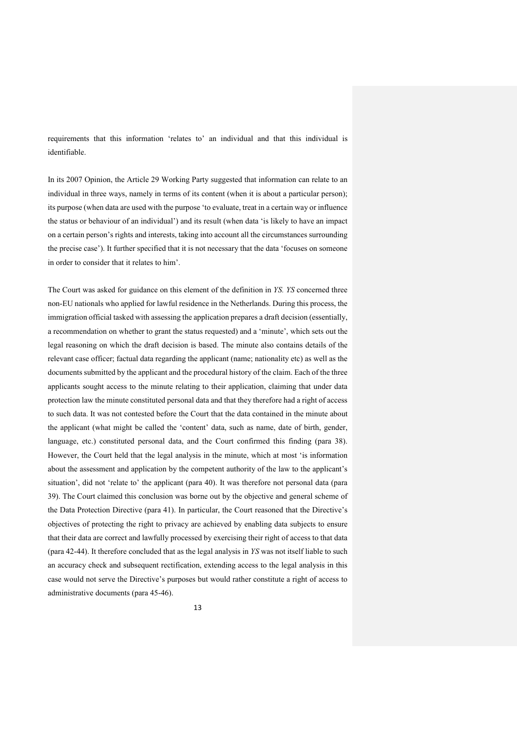requirements that this information 'relates to' an individual and that this individual is identifiable.

In its 2007 Opinion, the Article 29 Working Party suggested that information can relate to an individual in three ways, namely in terms of its content (when it is about a particular person); its purpose (when data are used with the purpose 'to evaluate, treat in a certain way or influence the status or behaviour of an individual') and its result (when data 'is likely to have an impact on a certain person's rights and interests, taking into account all the circumstances surrounding the precise case'). It further specified that it is not necessary that the data 'focuses on someone in order to consider that it relates to him'.

The Court was asked for guidance on this element of the definition in *YS. YS* concerned three non-EU nationals who applied for lawful residence in the Netherlands. During this process, the immigration official tasked with assessing the application prepares a draft decision (essentially, a recommendation on whether to grant the status requested) and a 'minute', which sets out the legal reasoning on which the draft decision is based. The minute also contains details of the relevant case officer; factual data regarding the applicant (name; nationality etc) as well as the documents submitted by the applicant and the procedural history of the claim. Each of the three applicants sought access to the minute relating to their application, claiming that under data protection law the minute constituted personal data and that they therefore had a right of access to such data. It was not contested before the Court that the data contained in the minute about the applicant (what might be called the 'content' data, such as name, date of birth, gender, language, etc.) constituted personal data, and the Court confirmed this finding (para 38). However, the Court held that the legal analysis in the minute, which at most 'is information about the assessment and application by the competent authority of the law to the applicant's situation', did not 'relate to' the applicant (para 40). It was therefore not personal data (para 39). The Court claimed this conclusion was borne out by the objective and general scheme of the Data Protection Directive (para 41). In particular, the Court reasoned that the Directive's objectives of protecting the right to privacy are achieved by enabling data subjects to ensure that their data are correct and lawfully processed by exercising their right of access to that data (para 42-44). It therefore concluded that as the legal analysis in *YS* was not itself liable to such an accuracy check and subsequent rectification, extending access to the legal analysis in this case would not serve the Directive's purposes but would rather constitute a right of access to administrative documents (para 45-46).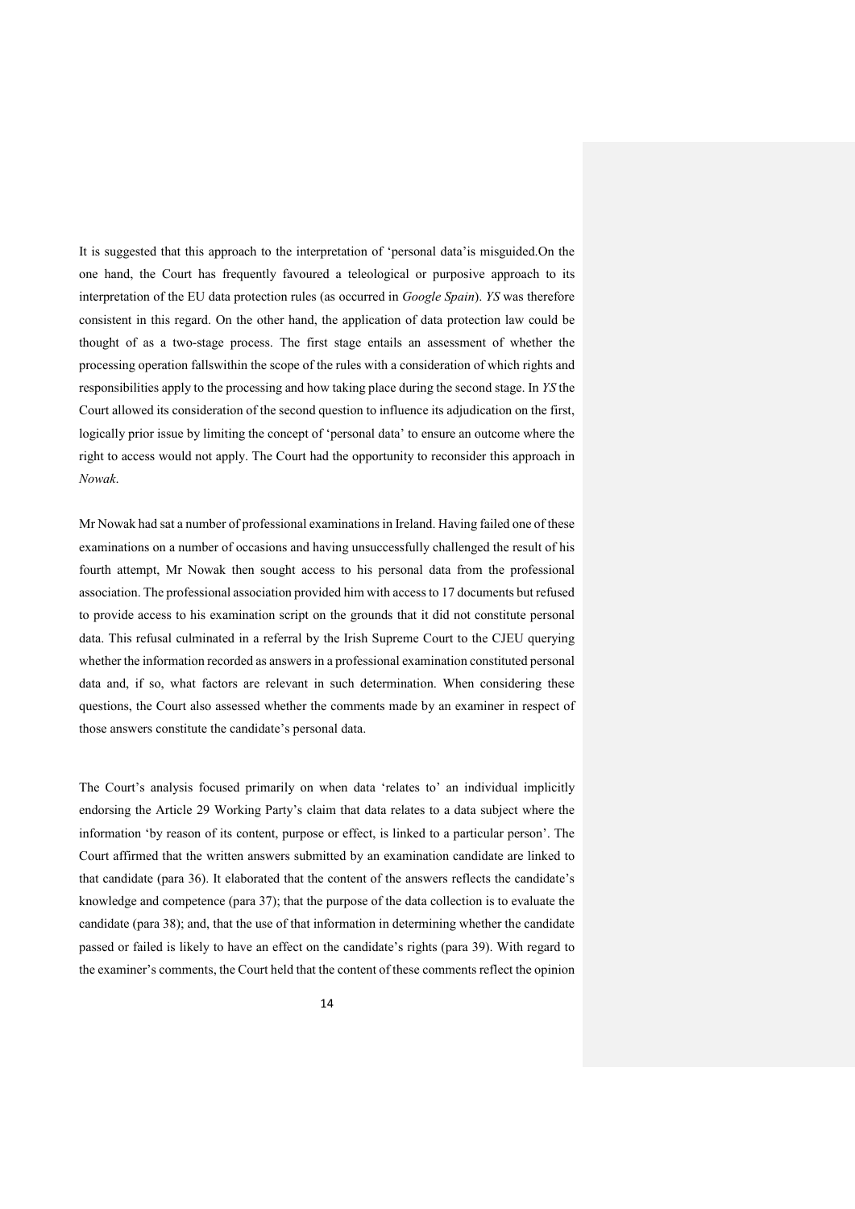It is suggested that this approach to the interpretation of 'personal data'is misguided.On the one hand, the Court has frequently favoured a teleological or purposive approach to its interpretation of the EU data protection rules (as occurred in *Google Spain*). *YS* was therefore consistent in this regard. On the other hand, the application of data protection law could be thought of as a two-stage process. The first stage entails an assessment of whether the processing operation fallswithin the scope of the rules with a consideration of which rights and responsibilities apply to the processing and how taking place during the second stage. In *YS* the Court allowed its consideration of the second question to influence its adjudication on the first, logically prior issue by limiting the concept of 'personal data' to ensure an outcome where the right to access would not apply. The Court had the opportunity to reconsider this approach in *Nowak*.

Mr Nowak had sat a number of professional examinations in Ireland. Having failed one of these examinations on a number of occasions and having unsuccessfully challenged the result of his fourth attempt, Mr Nowak then sought access to his personal data from the professional association. The professional association provided him with access to 17 documents but refused to provide access to his examination script on the grounds that it did not constitute personal data. This refusal culminated in a referral by the Irish Supreme Court to the CJEU querying whether the information recorded as answers in a professional examination constituted personal data and, if so, what factors are relevant in such determination. When considering these questions, the Court also assessed whether the comments made by an examiner in respect of those answers constitute the candidate's personal data.

The Court's analysis focused primarily on when data 'relates to' an individual implicitly endorsing the Article 29 Working Party's claim that data relates to a data subject where the information 'by reason of its content, purpose or effect, is linked to a particular person'. The Court affirmed that the written answers submitted by an examination candidate are linked to that candidate (para 36). It elaborated that the content of the answers reflects the candidate's knowledge and competence (para 37); that the purpose of the data collection is to evaluate the candidate (para 38); and, that the use of that information in determining whether the candidate passed or failed is likely to have an effect on the candidate's rights (para 39). With regard to the examiner's comments, the Court held that the content of these comments reflect the opinion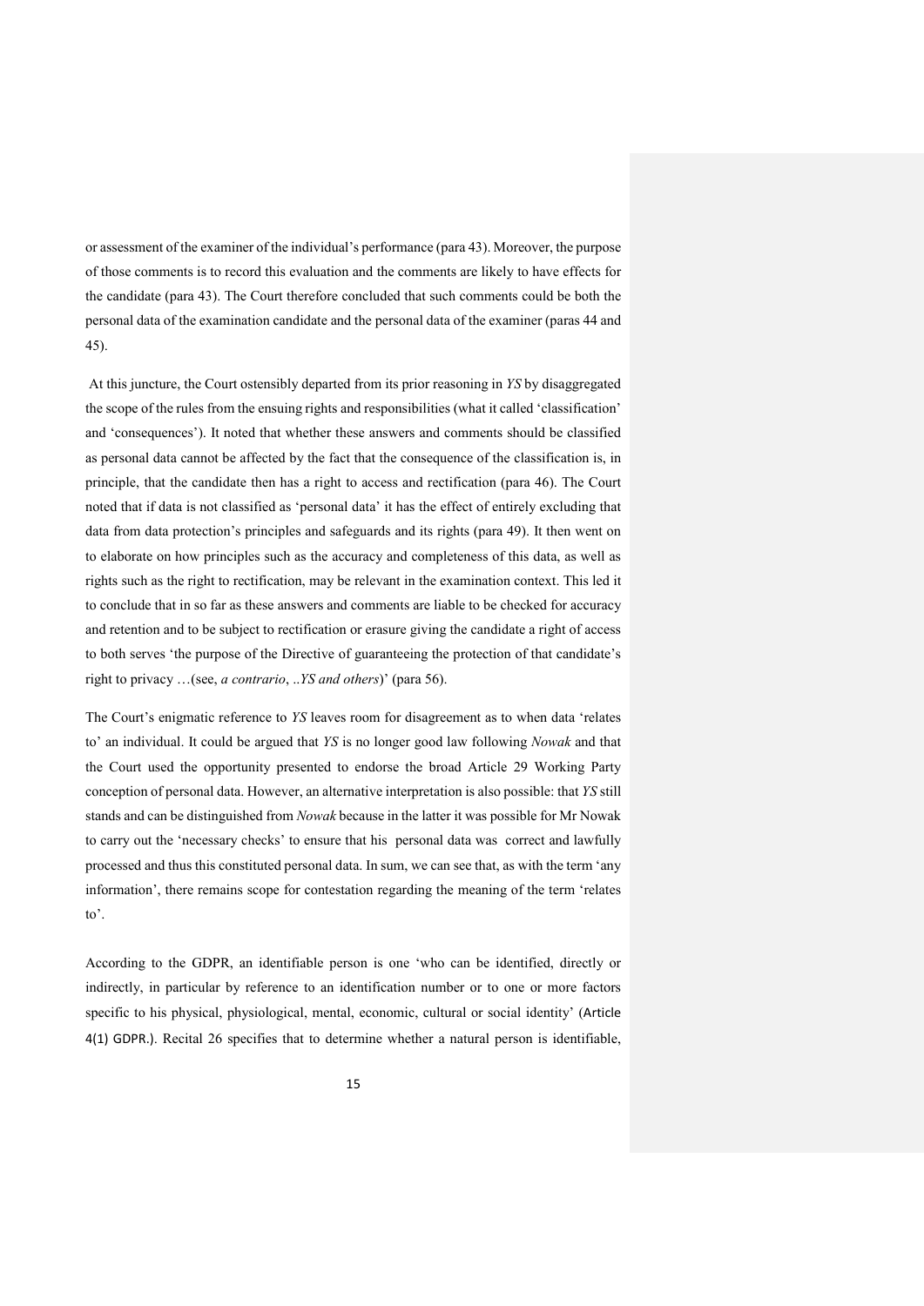or assessment of the examiner of the individual's performance (para 43). Moreover, the purpose of those comments is to record this evaluation and the comments are likely to have effects for the candidate (para 43). The Court therefore concluded that such comments could be both the personal data of the examination candidate and the personal data of the examiner (paras 44 and 45).

At this juncture, the Court ostensibly departed from its prior reasoning in *YS* by disaggregated the scope of the rules from the ensuing rights and responsibilities (what it called 'classification' and 'consequences'). It noted that whether these answers and comments should be classified as personal data cannot be affected by the fact that the consequence of the classification is, in principle, that the candidate then has a right to access and rectification (para 46). The Court noted that if data is not classified as 'personal data' it has the effect of entirely excluding that data from data protection's principles and safeguards and its rights (para 49). It then went on to elaborate on how principles such as the accuracy and completeness of this data, as well as rights such as the right to rectification, may be relevant in the examination context. This led it to conclude that in so far as these answers and comments are liable to be checked for accuracy and retention and to be subject to rectification or erasure giving the candidate a right of access to both serves 'the purpose of the Directive of guaranteeing the protection of that candidate's right to privacy …(see, *a contrario*, ..*YS and others*)' (para 56).

The Court's enigmatic reference to *YS* leaves room for disagreement as to when data 'relates to' an individual. It could be argued that *YS* is no longer good law following *Nowak* and that the Court used the opportunity presented to endorse the broad Article 29 Working Party conception of personal data. However, an alternative interpretation is also possible: that *YS* still stands and can be distinguished from *Nowak* because in the latter it was possible for Mr Nowak to carry out the 'necessary checks' to ensure that his personal data was correct and lawfully processed and thus this constituted personal data. In sum, we can see that, as with the term 'any information', there remains scope for contestation regarding the meaning of the term 'relates to'.

According to the GDPR, an identifiable person is one 'who can be identified, directly or indirectly, in particular by reference to an identification number or to one or more factors specific to his physical, physiological, mental, economic, cultural or social identity' (Article 4(1) GDPR.). Recital 26 specifies that to determine whether a natural person is identifiable,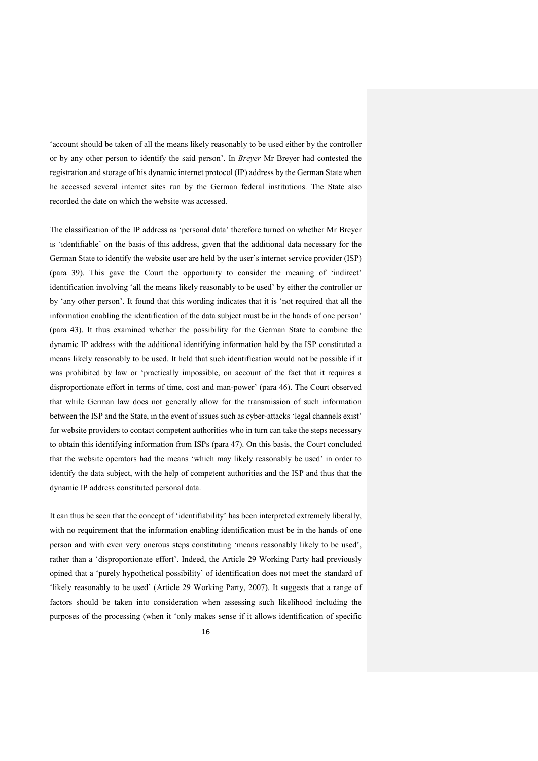'account should be taken of all the means likely reasonably to be used either by the controller or by any other person to identify the said person'. In *Breyer* Mr Breyer had contested the registration and storage of his dynamic internet protocol (IP) address by the German State when he accessed several internet sites run by the German federal institutions. The State also recorded the date on which the website was accessed.

The classification of the IP address as 'personal data' therefore turned on whether Mr Breyer is 'identifiable' on the basis of this address, given that the additional data necessary for the German State to identify the website user are held by the user's internet service provider (ISP) (para 39). This gave the Court the opportunity to consider the meaning of 'indirect' identification involving 'all the means likely reasonably to be used' by either the controller or by 'any other person'. It found that this wording indicates that it is 'not required that all the information enabling the identification of the data subject must be in the hands of one person' (para 43). It thus examined whether the possibility for the German State to combine the dynamic IP address with the additional identifying information held by the ISP constituted a means likely reasonably to be used. It held that such identification would not be possible if it was prohibited by law or 'practically impossible, on account of the fact that it requires a disproportionate effort in terms of time, cost and man-power' (para 46). The Court observed that while German law does not generally allow for the transmission of such information between the ISP and the State, in the event of issues such as cyber-attacks 'legal channels exist' for website providers to contact competent authorities who in turn can take the steps necessary to obtain this identifying information from ISPs (para 47). On this basis, the Court concluded that the website operators had the means 'which may likely reasonably be used' in order to identify the data subject, with the help of competent authorities and the ISP and thus that the dynamic IP address constituted personal data.

It can thus be seen that the concept of 'identifiability' has been interpreted extremely liberally, with no requirement that the information enabling identification must be in the hands of one person and with even very onerous steps constituting 'means reasonably likely to be used', rather than a 'disproportionate effort'. Indeed, the Article 29 Working Party had previously opined that a 'purely hypothetical possibility' of identification does not meet the standard of 'likely reasonably to be used' (Article 29 Working Party, 2007). It suggests that a range of factors should be taken into consideration when assessing such likelihood including the purposes of the processing (when it 'only makes sense if it allows identification of specific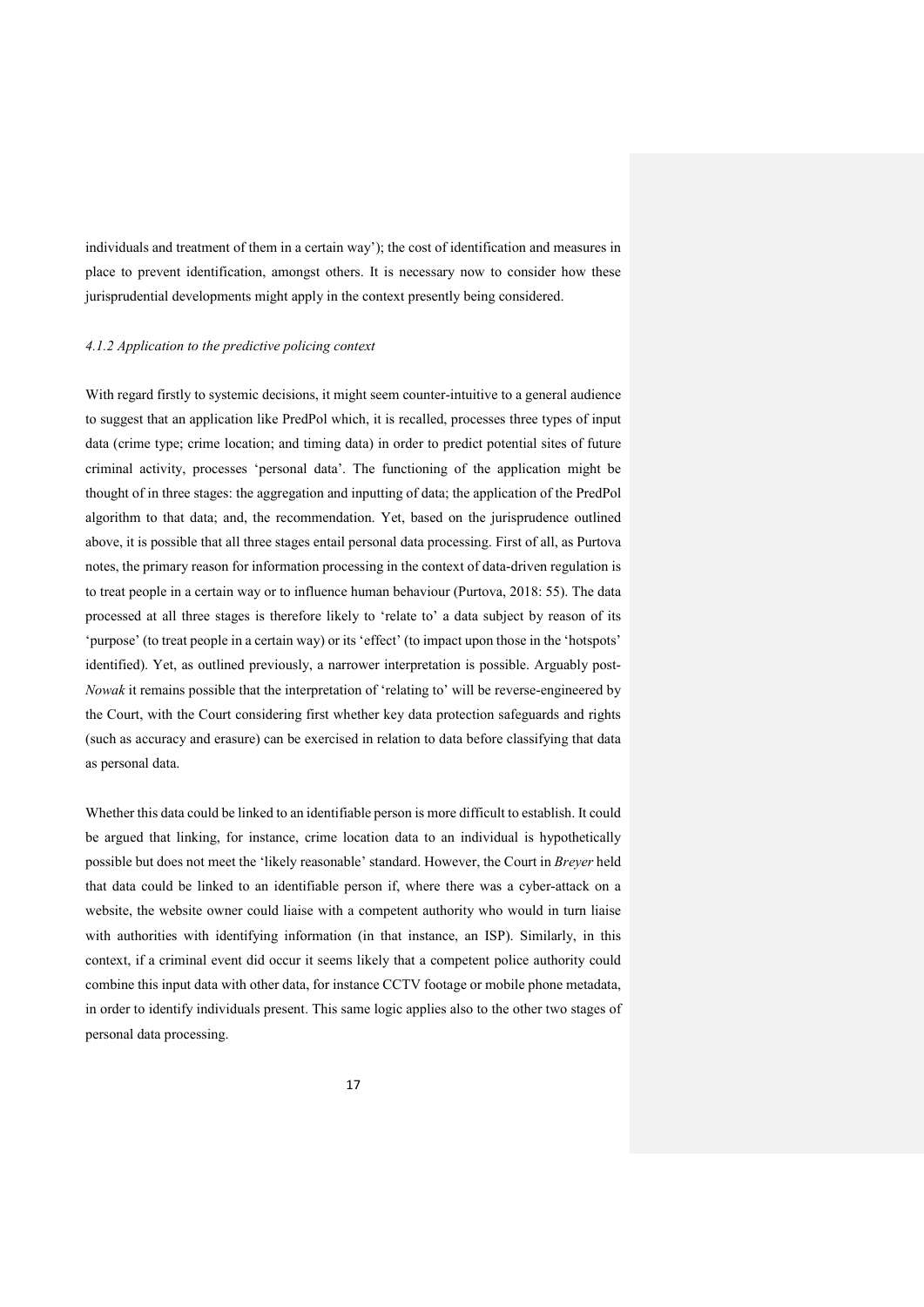individuals and treatment of them in a certain way'); the cost of identification and measures in place to prevent identification, amongst others. It is necessary now to consider how these jurisprudential developments might apply in the context presently being considered.

### *4.1.2 Application to the predictive policing context*

With regard firstly to systemic decisions, it might seem counter-intuitive to a general audience to suggest that an application like PredPol which, it is recalled, processes three types of input data (crime type; crime location; and timing data) in order to predict potential sites of future criminal activity, processes 'personal data'. The functioning of the application might be thought of in three stages: the aggregation and inputting of data; the application of the PredPol algorithm to that data; and, the recommendation. Yet, based on the jurisprudence outlined above, it is possible that all three stages entail personal data processing. First of all, as Purtova notes, the primary reason for information processing in the context of data-driven regulation is to treat people in a certain way or to influence human behaviour (Purtova, 2018: 55). The data processed at all three stages is therefore likely to 'relate to' a data subject by reason of its 'purpose' (to treat people in a certain way) or its 'effect' (to impact upon those in the 'hotspots' identified). Yet, as outlined previously, a narrower interpretation is possible. Arguably post-*Nowak* it remains possible that the interpretation of 'relating to' will be reverse-engineered by the Court, with the Court considering first whether key data protection safeguards and rights (such as accuracy and erasure) can be exercised in relation to data before classifying that data as personal data.

Whether this data could be linked to an identifiable person is more difficult to establish. It could be argued that linking, for instance, crime location data to an individual is hypothetically possible but does not meet the 'likely reasonable' standard. However, the Court in *Breyer* held that data could be linked to an identifiable person if, where there was a cyber-attack on a website, the website owner could liaise with a competent authority who would in turn liaise with authorities with identifying information (in that instance, an ISP). Similarly, in this context, if a criminal event did occur it seems likely that a competent police authority could combine this input data with other data, for instance CCTV footage or mobile phone metadata, in order to identify individuals present. This same logic applies also to the other two stages of personal data processing.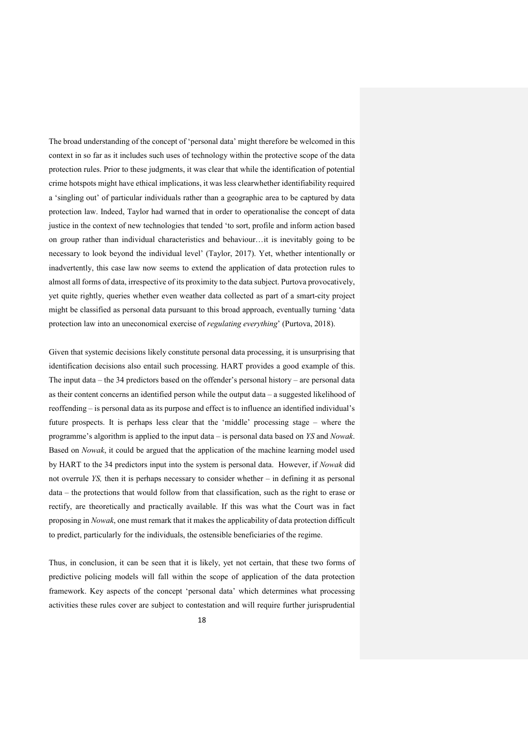The broad understanding of the concept of 'personal data' might therefore be welcomed in this context in so far as it includes such uses of technology within the protective scope of the data protection rules. Prior to these judgments, it was clear that while the identification of potential crime hotspots might have ethical implications, it was less clearwhether identifiability required a 'singling out' of particular individuals rather than a geographic area to be captured by data protection law. Indeed, Taylor had warned that in order to operationalise the concept of data justice in the context of new technologies that tended 'to sort, profile and inform action based on group rather than individual characteristics and behaviour…it is inevitably going to be necessary to look beyond the individual level' (Taylor, 2017). Yet, whether intentionally or inadvertently, this case law now seems to extend the application of data protection rules to almost all forms of data, irrespective of its proximity to the data subject. Purtova provocatively, yet quite rightly, queries whether even weather data collected as part of a smart-city project might be classified as personal data pursuant to this broad approach, eventually turning 'data protection law into an uneconomical exercise of *regulating everything*' (Purtova, 2018).

Given that systemic decisions likely constitute personal data processing, it is unsurprising that identification decisions also entail such processing. HART provides a good example of this. The input data – the 34 predictors based on the offender's personal history – are personal data as their content concerns an identified person while the output data – a suggested likelihood of reoffending – is personal data as its purpose and effect is to influence an identified individual's future prospects. It is perhaps less clear that the 'middle' processing stage – where the programme's algorithm is applied to the input data – is personal data based on *YS* and *Nowak*. Based on *Nowak*, it could be argued that the application of the machine learning model used by HART to the 34 predictors input into the system is personal data. However, if *Nowak* did not overrule *YS,* then it is perhaps necessary to consider whether – in defining it as personal data – the protections that would follow from that classification, such as the right to erase or rectify, are theoretically and practically available. If this was what the Court was in fact proposing in *Nowak*, one must remark that it makes the applicability of data protection difficult to predict, particularly for the individuals, the ostensible beneficiaries of the regime.

Thus, in conclusion, it can be seen that it is likely, yet not certain, that these two forms of predictive policing models will fall within the scope of application of the data protection framework. Key aspects of the concept 'personal data' which determines what processing activities these rules cover are subject to contestation and will require further jurisprudential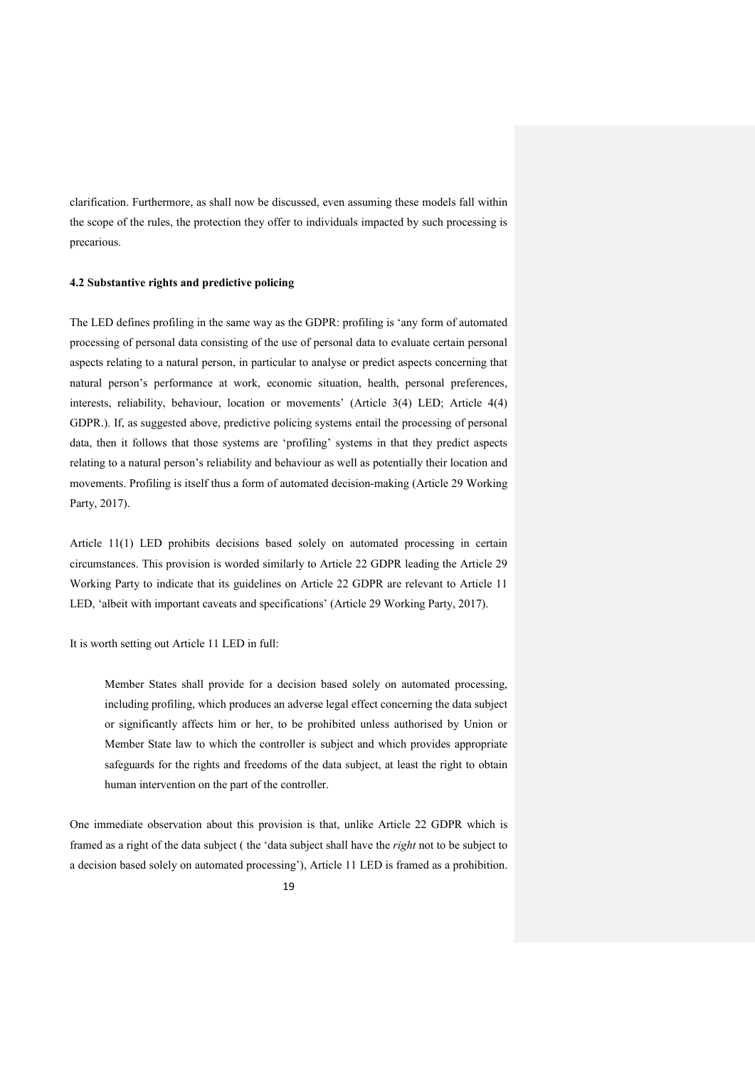clarification. Furthermore, as shall now be discussed, even assuming these models fall within the scope of the rules, the protection they offer to individuals impacted by such processing is precarious.

### 4.2 Substantive rights and predictive policing

The LED defines profiling in the same way as the GDPR: profiling is 'any form of automated processing of personal data consisting of the use of personal data to evaluate certain personal aspects relating to a natural person, in particular to analyse or predict aspects concerning that natural person's performance at work, economic situation, health, personal preferences, interests, reliability, behaviour, location or movements' (Article 3(4) LED; Article 4(4) GDPR.). If, as suggested above, predictive policing systems entail the processing of personal data, then it follows that those systems are 'profiling' systems in that they predict aspects relating to a natural person's reliability and behaviour as well as potentially their location and movements. Profiling is itself thus a form of automated decision-making (Article 29 Working Party, 2017).

Article 11(1) LED prohibits decisions based solely on automated processing in certain circumstances. This provision is worded similarly to Article 22 GDPR leading the Article 29 Working Party to indicate that its guidelines on Article 22 GDPR are relevant to Article 11 LED, 'albeit with important caveats and specifications' (Article 29 Working Party, 2017).

It is worth setting out Article 11 LED in full:

> Member States shall provide for a decision based solely on automated processing, including profiling, which produces an adverse legal effect concerning the data subject or significantly affects him or her, to be prohibited unless authorised by Union or Member State law to which the controller is subject and which provides appropriate safeguards for the rights and freedoms of the data subject, at least the right to obtain human intervention on the part of the controller.

One immediate observation about this provision is that, unlike Article 22 GDPR which is framed as a right of the data subject ( the 'data subject shall have the *right* not to be subject to a decision based solely on automated processing'), Article 11 LED is framed as a prohibition.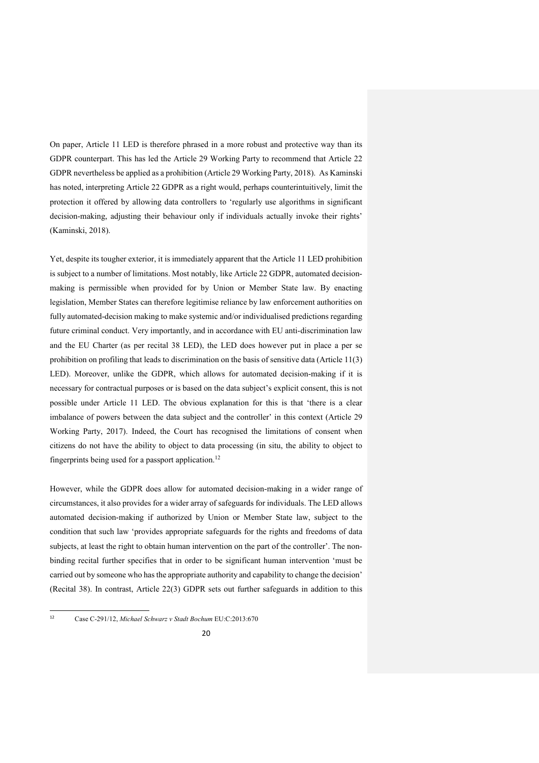On paper, Article 11 LED is therefore phrased in a more robust and protective way than its GDPR counterpart. This has led the Article 29 Working Party to recommend that Article 22 GDPR nevertheless be applied as a prohibition (Article 29 Working Party, 2018). As Kaminski has noted, interpreting Article 22 GDPR as a right would, perhaps counterintuitively, limit the protection it offered by allowing data controllers to 'regularly use algorithms in significant decision-making, adjusting their behaviour only if individuals actually invoke their rights' (Kaminski, 2018).

Yet, despite its tougher exterior, it is immediately apparent that the Article 11 LED prohibition is subject to a number of limitations. Most notably, like Article 22 GDPR, automated decision-making is permissible when provided for by Union or Member State law. By enacting legislation, Member States can therefore legitimise reliance by law enforcement authorities on fully automated-decision making to make systemic and/or individualised predictions regarding future criminal conduct. Very importantly, and in accordance with EU anti-discrimination law and the EU Charter (as per recital 38 LED), the LED does however put in place a per se prohibition on profiling that leads to discrimination on the basis of sensitive data (Article 11(3) LED). Moreover, unlike the GDPR, which allows for automated decision-making if it is necessary for contractual purposes or is based on the data subject's explicit consent, this is not possible under Article 11 LED. The obvious explanation for this is that 'there is a clear imbalance of powers between the data subject and the controller' in this context (Article 29 Working Party, 2017). Indeed, the Court has recognised the limitations of consent when citizens do not have the ability to object to data processing (in situ, the ability to object to fingerprints being used for a passport application.[12]

However, while the GDPR does allow for automated decision-making in a wider range of circumstances, it also provides for a wider array of safeguards for individuals. The LED allows automated decision-making if authorized by Union or Member State law, subject to the condition that such law 'provides appropriate safeguards for the rights and freedoms of data subjects, at least the right to obtain human intervention on the part of the controller'. The non-binding recital further specifies that in order to be significant human intervention 'must be carried out by someone who has the appropriate authority and capability to change the decision' (Recital 38). In contrast, Article 22(3) GDPR sets out further safeguards in addition to this

[12] Case C-291/12, *Michael Schwarz v Stadt Bochum* EU:C:2013:670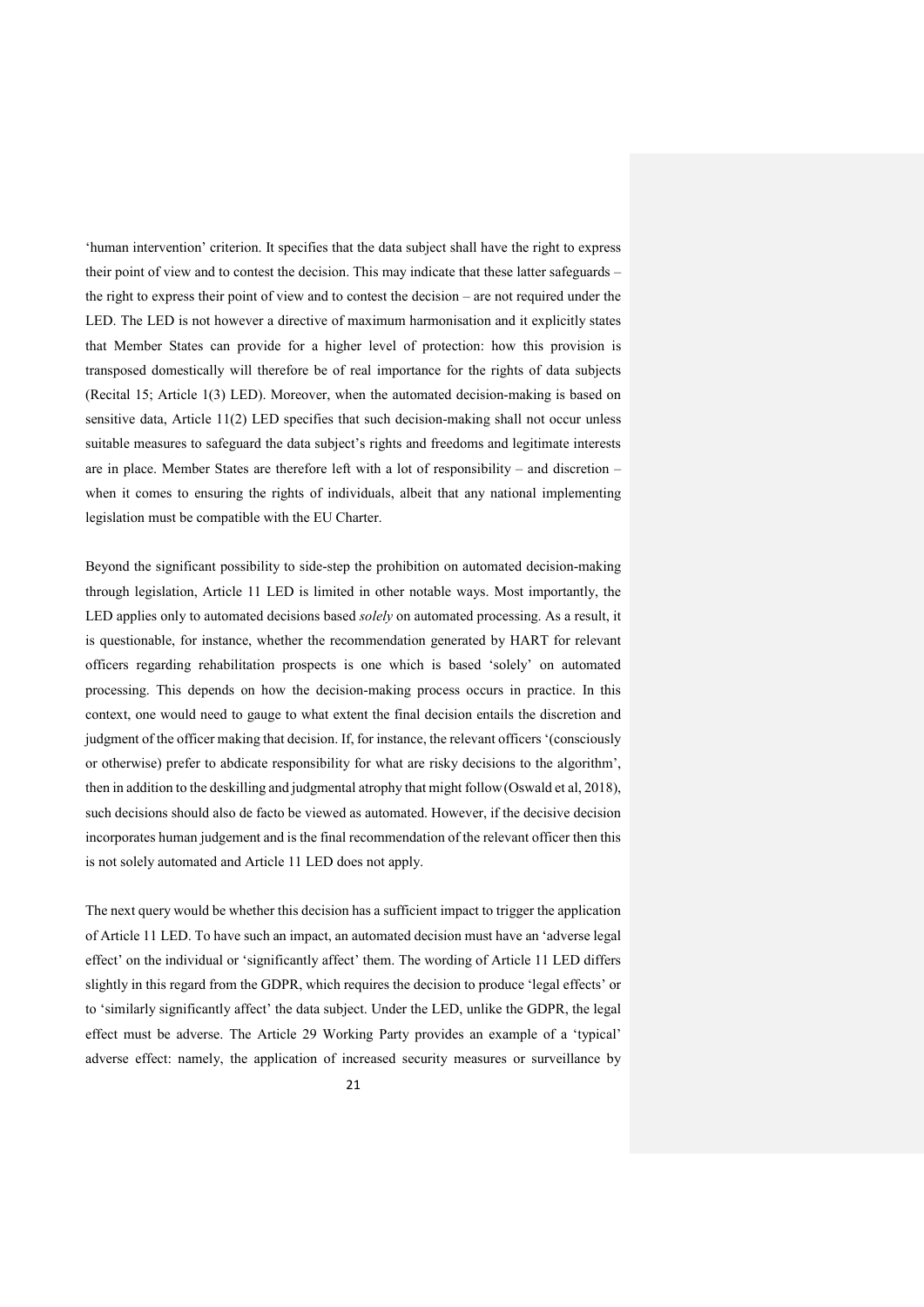'human intervention' criterion. It specifies that the data subject shall have the right to express their point of view and to contest the decision. This may indicate that these latter safeguards – the right to express their point of view and to contest the decision – are not required under the LED. The LED is not however a directive of maximum harmonisation and it explicitly states that Member States can provide for a higher level of protection: how this provision is transposed domestically will therefore be of real importance for the rights of data subjects (Recital 15; Article 1(3) LED). Moreover, when the automated decision-making is based on sensitive data, Article 11(2) LED specifies that such decision-making shall not occur unless suitable measures to safeguard the data subject's rights and freedoms and legitimate interests are in place. Member States are therefore left with a lot of responsibility – and discretion – when it comes to ensuring the rights of individuals, albeit that any national implementing legislation must be compatible with the EU Charter.

Beyond the significant possibility to side-step the prohibition on automated decision-making through legislation, Article 11 LED is limited in other notable ways. Most importantly, the LED applies only to automated decisions based *solely* on automated processing. As a result, it is questionable, for instance, whether the recommendation generated by HART for relevant officers regarding rehabilitation prospects is one which is based 'solely' on automated processing. This depends on how the decision-making process occurs in practice. In this context, one would need to gauge to what extent the final decision entails the discretion and judgment of the officer making that decision. If, for instance, the relevant officers '(consciously or otherwise) prefer to abdicate responsibility for what are risky decisions to the algorithm', then in addition to the deskilling and judgmental atrophy that might follow (Oswald et al, 2018), such decisions should also de facto be viewed as automated. However, if the decisive decision incorporates human judgement and is the final recommendation of the relevant officer then this is not solely automated and Article 11 LED does not apply.

The next query would be whether this decision has a sufficient impact to trigger the application of Article 11 LED. To have such an impact, an automated decision must have an 'adverse legal effect' on the individual or 'significantly affect' them. The wording of Article 11 LED differs slightly in this regard from the GDPR, which requires the decision to produce 'legal effects' or to 'similarly significantly affect' the data subject. Under the LED, unlike the GDPR, the legal effect must be adverse. The Article 29 Working Party provides an example of a 'typical' adverse effect: namely, the application of increased security measures or surveillance by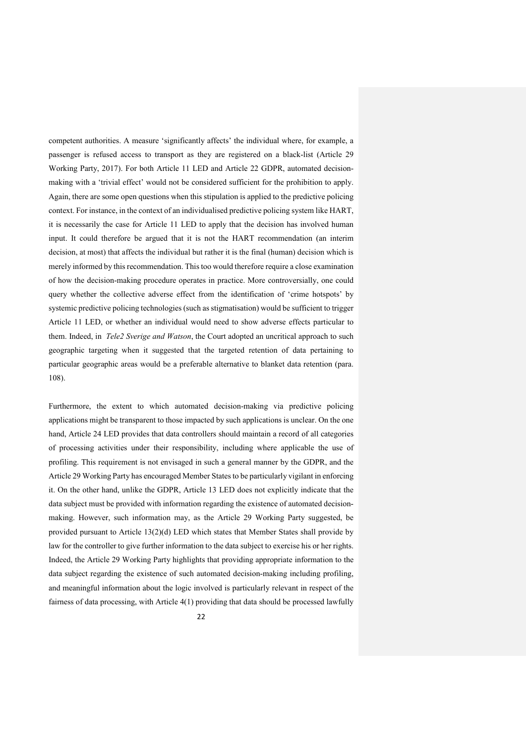competent authorities. A measure 'significantly affects' the individual where, for example, a passenger is refused access to transport as they are registered on a black-list (Article 29 Working Party, 2017). For both Article 11 LED and Article 22 GDPR, automated decision-making with a 'trivial effect' would not be considered sufficient for the prohibition to apply. Again, there are some open questions when this stipulation is applied to the predictive policing context. For instance, in the context of an individualised predictive policing system like HART, it is necessarily the case for Article 11 LED to apply that the decision has involved human input. It could therefore be argued that it is not the HART recommendation (an interim decision, at most) that affects the individual but rather it is the final (human) decision which is merely informed by this recommendation. This too would therefore require a close examination of how the decision-making procedure operates in practice. More controversially, one could query whether the collective adverse effect from the identification of 'crime hotspots' by systemic predictive policing technologies (such as stigmatisation) would be sufficient to trigger Article 11 LED, or whether an individual would need to show adverse effects particular to them. Indeed, in *Tele2 Sverige and Watson*, the Court adopted an uncritical approach to such geographic targeting when it suggested that the targeted retention of data pertaining to particular geographic areas would be a preferable alternative to blanket data retention (para. 108).

Furthermore, the extent to which automated decision-making via predictive policing applications might be transparent to those impacted by such applications is unclear. On the one hand, Article 24 LED provides that data controllers should maintain a record of all categories of processing activities under their responsibility, including where applicable the use of profiling. This requirement is not envisaged in such a general manner by the GDPR, and the Article 29 Working Party has encouraged Member States to be particularly vigilant in enforcing it. On the other hand, unlike the GDPR, Article 13 LED does not explicitly indicate that the data subject must be provided with information regarding the existence of automated decision-making. However, such information may, as the Article 29 Working Party suggested, be provided pursuant to Article 13(2)(d) LED which states that Member States shall provide by law for the controller to give further information to the data subject to exercise his or her rights. Indeed, the Article 29 Working Party highlights that providing appropriate information to the data subject regarding the existence of such automated decision-making including profiling, and meaningful information about the logic involved is particularly relevant in respect of the fairness of data processing, with Article 4(1) providing that data should be processed lawfully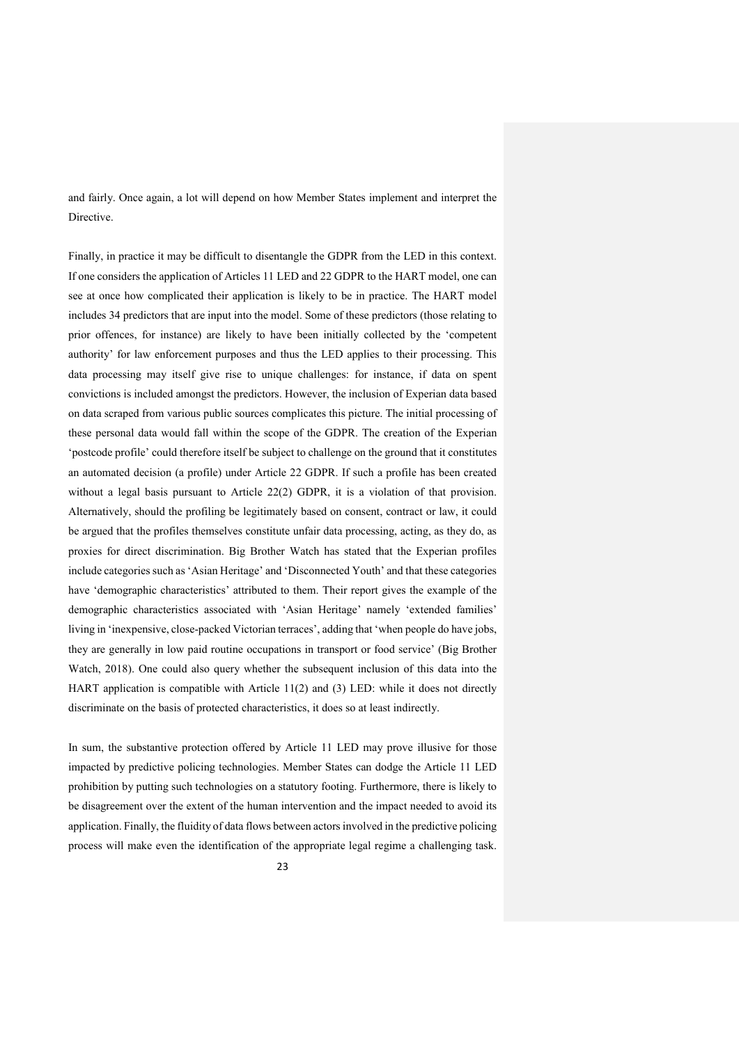and fairly. Once again, a lot will depend on how Member States implement and interpret the Directive.

Finally, in practice it may be difficult to disentangle the GDPR from the LED in this context. If one considers the application of Articles 11 LED and 22 GDPR to the HART model, one can see at once how complicated their application is likely to be in practice. The HART model includes 34 predictors that are input into the model. Some of these predictors (those relating to prior offences, for instance) are likely to have been initially collected by the 'competent authority' for law enforcement purposes and thus the LED applies to their processing. This data processing may itself give rise to unique challenges: for instance, if data on spent convictions is included amongst the predictors. However, the inclusion of Experian data based on data scraped from various public sources complicates this picture. The initial processing of these personal data would fall within the scope of the GDPR. The creation of the Experian 'postcode profile' could therefore itself be subject to challenge on the ground that it constitutes an automated decision (a profile) under Article 22 GDPR. If such a profile has been created without a legal basis pursuant to Article 22(2) GDPR, it is a violation of that provision. Alternatively, should the profiling be legitimately based on consent, contract or law, it could be argued that the profiles themselves constitute unfair data processing, acting, as they do, as proxies for direct discrimination. Big Brother Watch has stated that the Experian profiles include categories such as 'Asian Heritage' and 'Disconnected Youth' and that these categories have 'demographic characteristics' attributed to them. Their report gives the example of the demographic characteristics associated with 'Asian Heritage' namely 'extended families' living in 'inexpensive, close-packed Victorian terraces', adding that 'when people do have jobs, they are generally in low paid routine occupations in transport or food service' (Big Brother Watch, 2018). One could also query whether the subsequent inclusion of this data into the HART application is compatible with Article 11(2) and (3) LED: while it does not directly discriminate on the basis of protected characteristics, it does so at least indirectly.

In sum, the substantive protection offered by Article 11 LED may prove illusive for those impacted by predictive policing technologies. Member States can dodge the Article 11 LED prohibition by putting such technologies on a statutory footing. Furthermore, there is likely to be disagreement over the extent of the human intervention and the impact needed to avoid its application. Finally, the fluidity of data flows between actors involved in the predictive policing process will make even the identification of the appropriate legal regime a challenging task.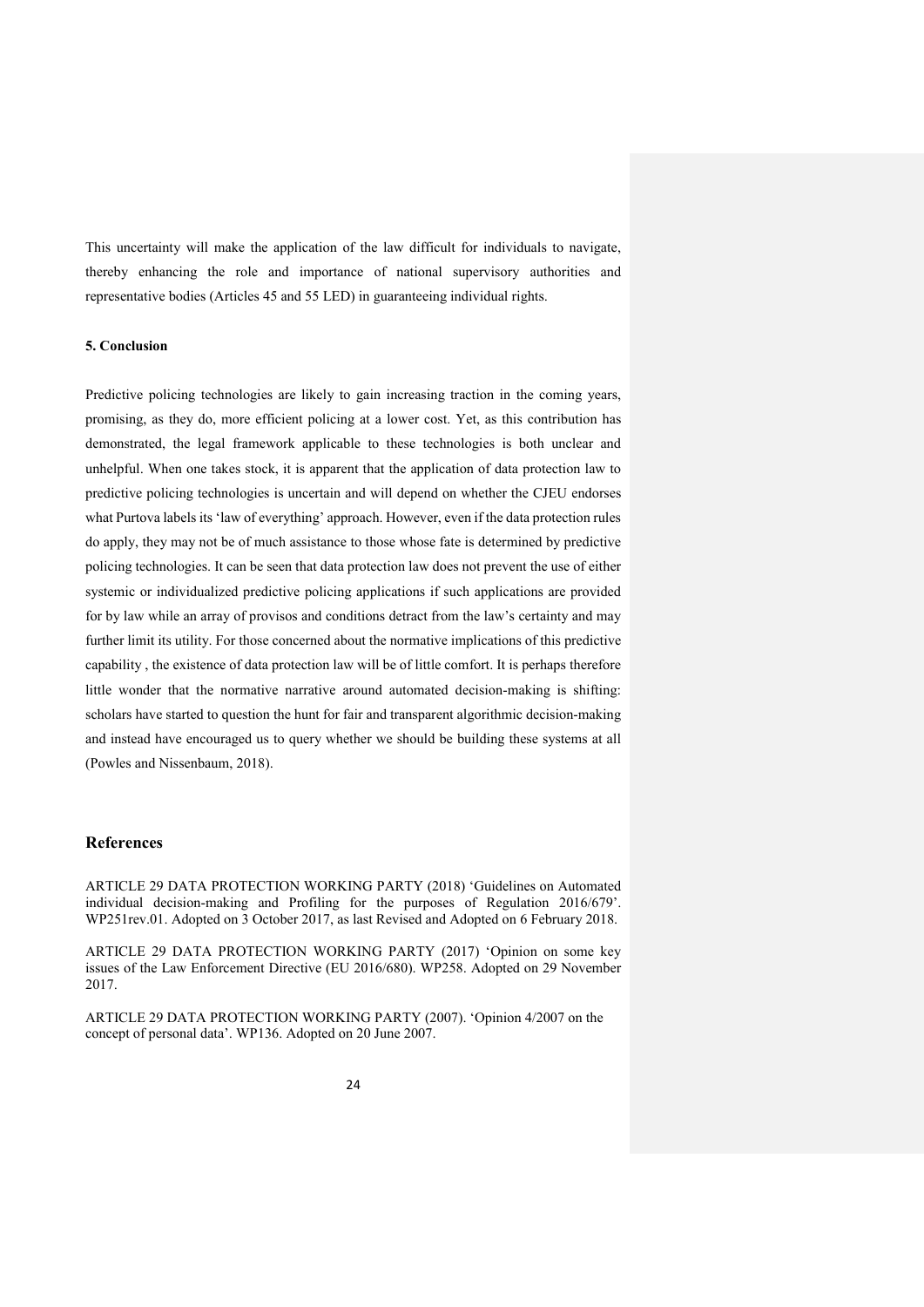This uncertainty will make the application of the law difficult for individuals to navigate, thereby enhancing the role and importance of national supervisory authorities and representative bodies (Articles 45 and 55 LED) in guaranteeing individual rights.

**5. Conclusion**

Predictive policing technologies are likely to gain increasing traction in the coming years, promising, as they do, more efficient policing at a lower cost. Yet, as this contribution has demonstrated, the legal framework applicable to these technologies is both unclear and unhelpful. When one takes stock, it is apparent that the application of data protection law to predictive policing technologies is uncertain and will depend on whether the CJEU endorses what Purtova labels its 'law of everything' approach. However, even if the data protection rules do apply, they may not be of much assistance to those whose fate is determined by predictive policing technologies. It can be seen that data protection law does not prevent the use of either systemic or individualized predictive policing applications if such applications are provided for by law while an array of provisos and conditions detract from the law's certainty and may further limit its utility. For those concerned about the normative implications of this predictive capability , the existence of data protection law will be of little comfort. It is perhaps therefore little wonder that the normative narrative around automated decision-making is shifting: scholars have started to question the hunt for fair and transparent algorithmic decision-making and instead have encouraged us to query whether we should be building these systems at all (Powles and Nissenbaum, 2018).

## References

ARTICLE 29 DATA PROTECTION WORKING PARTY (2018) 'Guidelines on Automated individual decision-making and Profiling for the purposes of Regulation 2016/679'. WP251rev.01. Adopted on 3 October 2017, as last Revised and Adopted on 6 February 2018.

ARTICLE 29 DATA PROTECTION WORKING PARTY (2017) 'Opinion on some key issues of the Law Enforcement Directive (EU 2016/680). WP258. Adopted on 29 November 2017.

ARTICLE 29 DATA PROTECTION WORKING PARTY (2007). 'Opinion 4/2007 on the concept of personal data'. WP136. Adopted on 20 June 2007.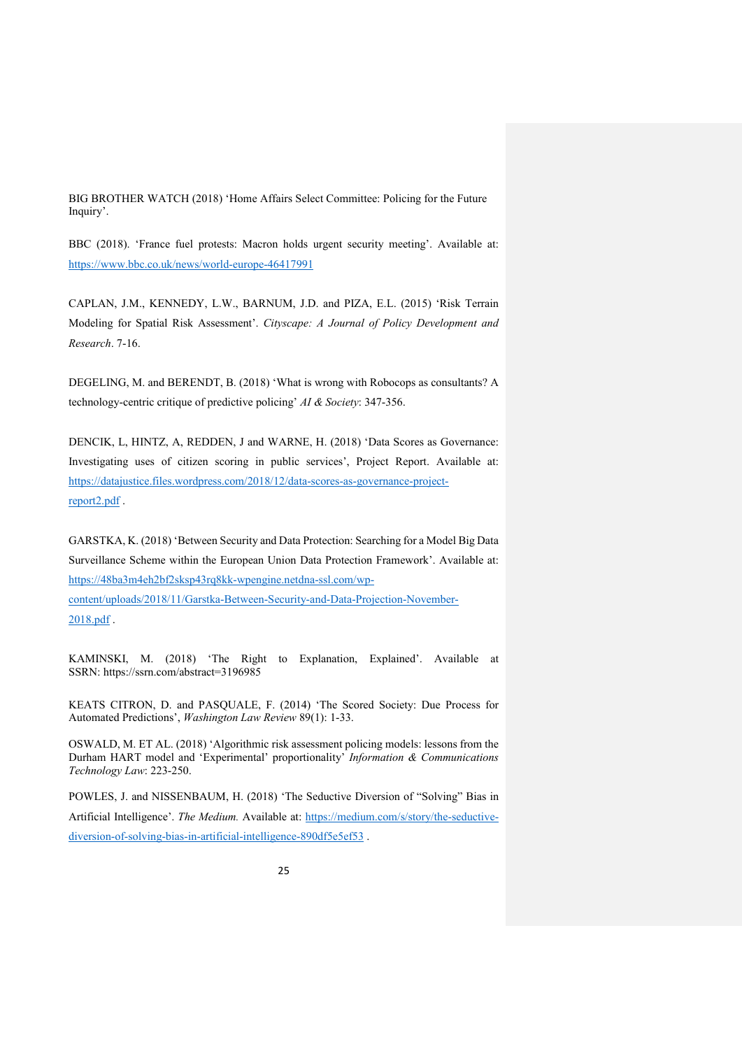BIG BROTHER WATCH (2018) 'Home Affairs Select Committee: Policing for the Future Inquiry'.

BBC (2018). 'France fuel protests: Macron holds urgent security meeting'. Available at: https://www.bbc.co.uk/news/world-europe-46417991

CAPLAN, J.M., KENNEDY, L.W., BARNUM, J.D. and PIZA, E.L. (2015) 'Risk Terrain Modeling for Spatial Risk Assessment'. *Cityscape: A Journal of Policy Development and Research*. 7-16.

DEGELING, M. and BERENDT, B. (2018) 'What is wrong with Robocops as consultants? A technology-centric critique of predictive policing' *AI & Society*: 347-356.

DENCIK, L, HINTZ, A, REDDEN, J and WARNE, H. (2018) 'Data Scores as Governance: Investigating uses of citizen scoring in public services', Project Report. Available at: https://datajustice.files.wordpress.com/2018/12/data-scores-as-governance-project-report2.pdf .

GARSTKA, K. (2018) 'Between Security and Data Protection: Searching for a Model Big Data Surveillance Scheme within the European Union Data Protection Framework'. Available at: https://48ba3m4eh2bf2sksp43rq8kk-wpengine.netdna-ssl.com/wp-content/uploads/2018/11/Garstka-Between-Security-and-Data-Projection-November-2018.pdf .

KAMINSKI, M. (2018) 'The Right to Explanation, Explained'. Available at SSRN: https://ssrn.com/abstract=3196985

KEATS CITRON, D. and PASQUALE, F. (2014) 'The Scored Society: Due Process for Automated Predictions', *Washington Law Review* 89(1): 1-33.

OSWALD, M. ET AL. (2018) 'Algorithmic risk assessment policing models: lessons from the Durham HART model and 'Experimental' proportionality' *Information & Communications Technology Law*: 223-250.

POWLES, J. and NISSENBAUM, H. (2018) 'The Seductive Diversion of "Solving" Bias in Artificial Intelligence'. *The Medium.* Available at: https://medium.com/s/story/the-seductive-diversion-of-solving-bias-in-artificial-intelligence-890df5e5ef53 .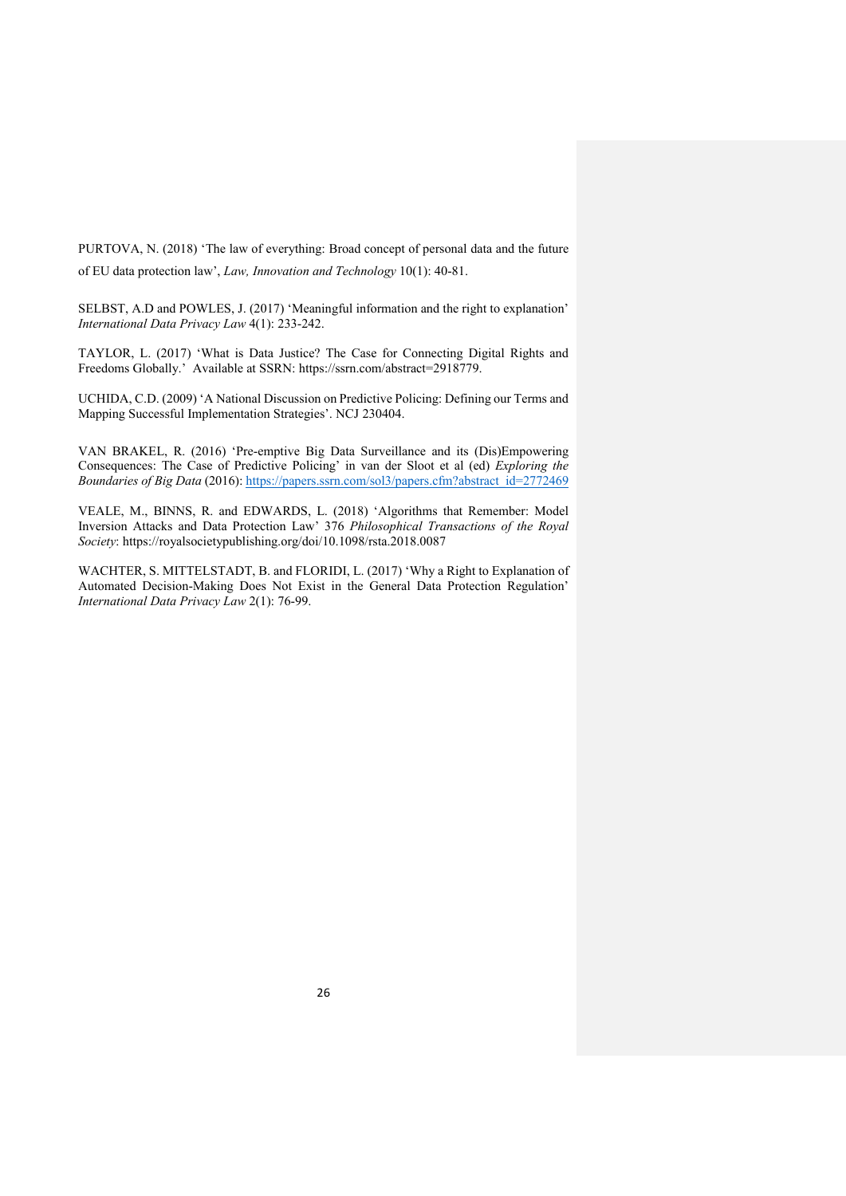PURTOVA, N. (2018) 'The law of everything: Broad concept of personal data and the future of EU data protection law', *Law, Innovation and Technology* 10(1): 40-81.

SELBST, A.D and POWLES, J. (2017) 'Meaningful information and the right to explanation' *International Data Privacy Law* 4(1): 233-242.

TAYLOR, L. (2017) 'What is Data Justice? The Case for Connecting Digital Rights and Freedoms Globally.' Available at SSRN: https://ssrn.com/abstract=2918779.

UCHIDA, C.D. (2009) 'A National Discussion on Predictive Policing: Defining our Terms and Mapping Successful Implementation Strategies'. NCJ 230404.

VAN BRAKEL, R. (2016) 'Pre-emptive Big Data Surveillance and its (Dis)Empowering Consequences: The Case of Predictive Policing' in van der Sloot et al (ed) *Exploring the Boundaries of Big Data* (2016): https://papers.ssrn.com/sol3/papers.cfm?abstract_id=2772469

VEALE, M., BINNS, R. and EDWARDS, L. (2018) 'Algorithms that Remember: Model Inversion Attacks and Data Protection Law' 376 *Philosophical Transactions of the Royal Society*: https://royalsocietypublishing.org/doi/10.1098/rsta.2018.0087

WACHTER, S. MITTELSTADT, B. and FLORIDI, L. (2017) 'Why a Right to Explanation of Automated Decision-Making Does Not Exist in the General Data Protection Regulation' *International Data Privacy Law* 2(1): 76-99.